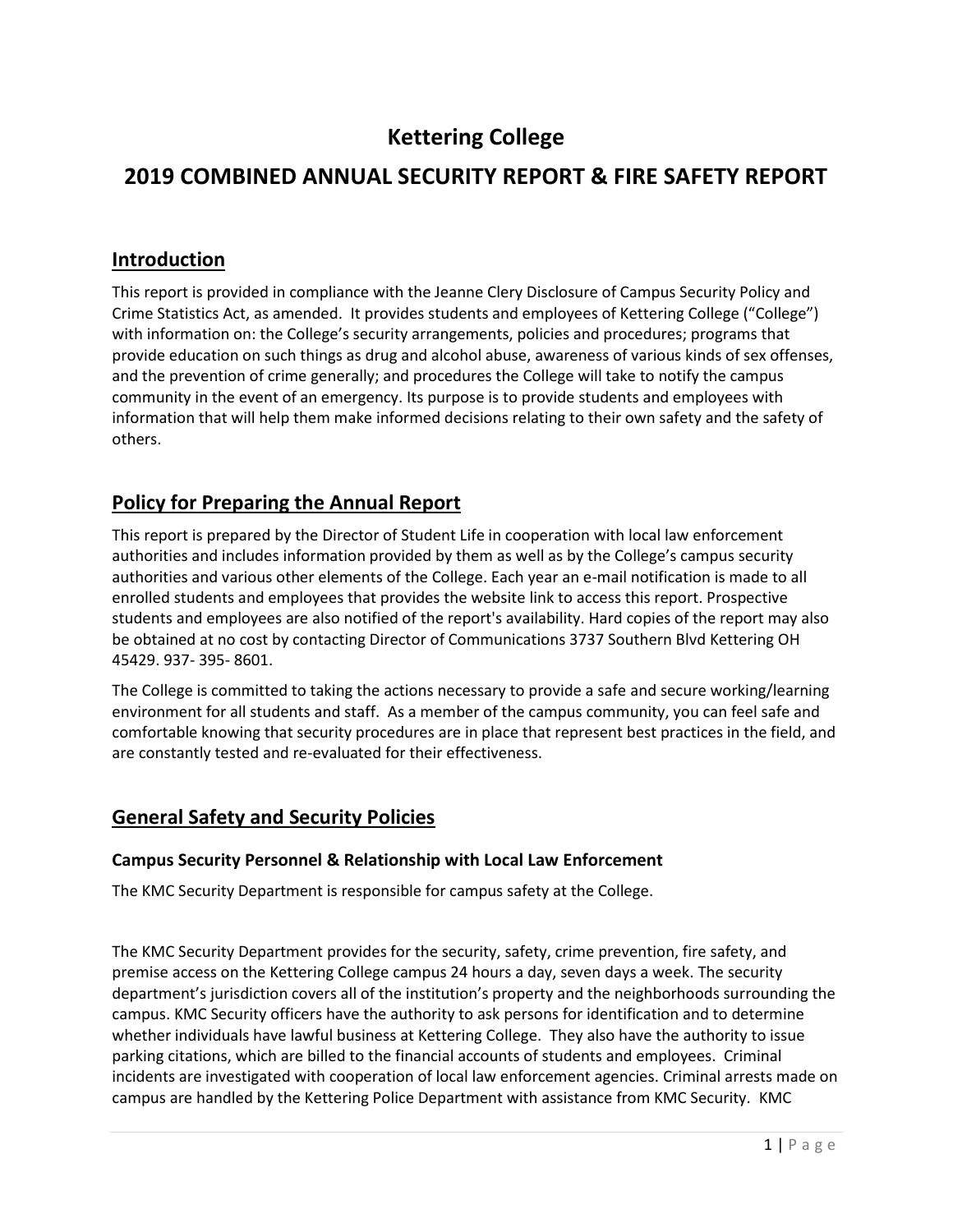# Kettering College

# 2019 COMBINED ANNUAL SECURITY REPORT & FIRE SAFETY REPORT

## Introduction

This report is provided in compliance with the Jeanne Clery Disclosure of Campus Security Policy and Crime Statistics Act, as amended. It provides students and employees of Kettering College ("College") with information on: the College's security arrangements, policies and procedures; programs that provide education on such things as drug and alcohol abuse, awareness of various kinds of sex offenses, and the prevention of crime generally; and procedures the College will take to notify the campus community in the event of an emergency. Its purpose is to provide students and employees with information that will help them make informed decisions relating to their own safety and the safety of others.

## Policy for Preparing the Annual Report

This report is prepared by the Director of Student Life in cooperation with local law enforcement authorities and includes information provided by them as well as by the College's campus security authorities and various other elements of the College. Each year an e-mail notification is made to all enrolled students and employees that provides the website link to access this report. Prospective students and employees are also notified of the report's availability. Hard copies of the report may also be obtained at no cost by contacting Director of Communications 3737 Southern Blvd Kettering OH 45429. 937- 395- 8601.

The College is committed to taking the actions necessary to provide a safe and secure working/learning environment for all students and staff. As a member of the campus community, you can feel safe and comfortable knowing that security procedures are in place that represent best practices in the field, and are constantly tested and re-evaluated for their effectiveness.

## General Safety and Security Policies

### Campus Security Personnel & Relationship with Local Law Enforcement

The KMC Security Department is responsible for campus safety at the College.

The KMC Security Department provides for the security, safety, crime prevention, fire safety, and premise access on the Kettering College campus 24 hours a day, seven days a week. The security department's jurisdiction covers all of the institution's property and the neighborhoods surrounding the campus. KMC Security officers have the authority to ask persons for identification and to determine whether individuals have lawful business at Kettering College. They also have the authority to issue parking citations, which are billed to the financial accounts of students and employees. Criminal incidents are investigated with cooperation of local law enforcement agencies. Criminal arrests made on campus are handled by the Kettering Police Department with assistance from KMC Security. KMC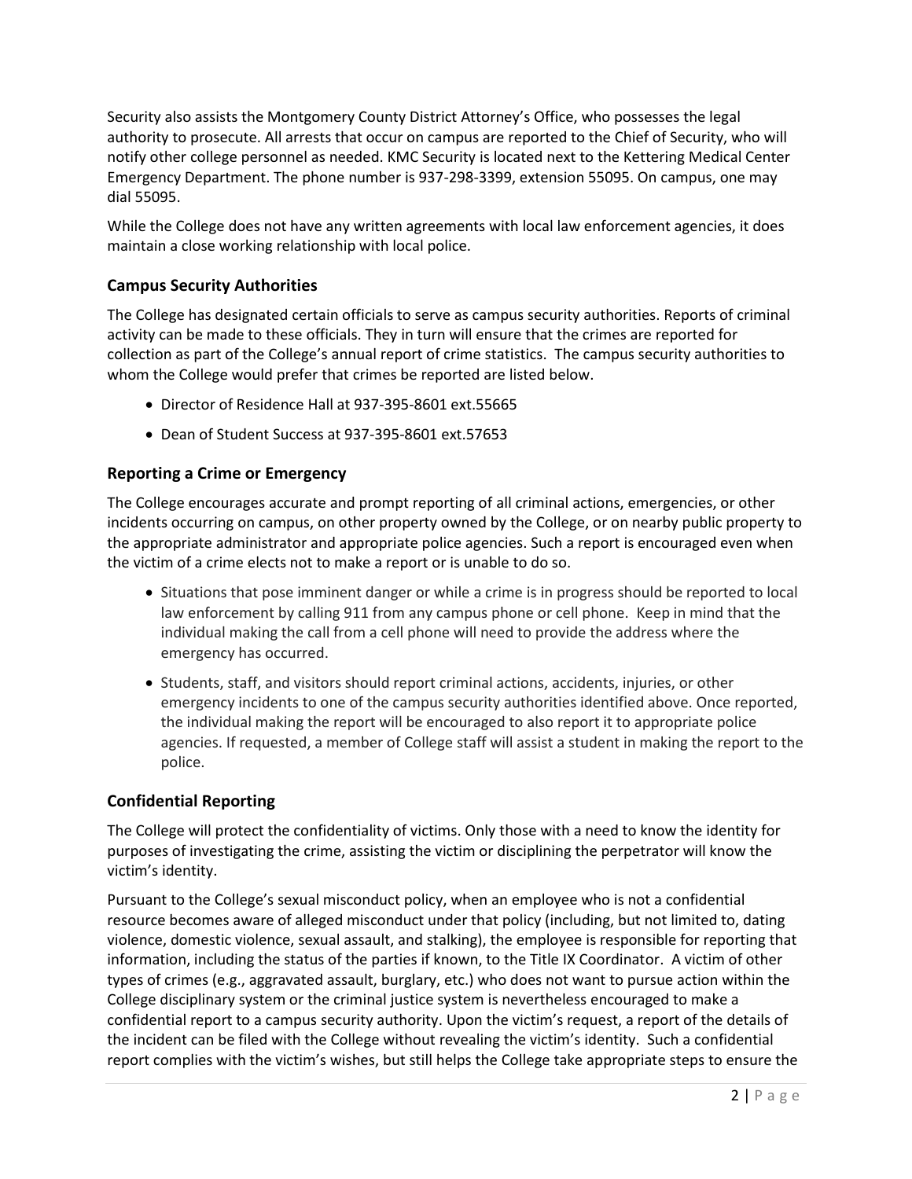Security also assists the Montgomery County District Attorney's Office, who possesses the legal authority to prosecute. All arrests that occur on campus are reported to the Chief of Security, who will notify other college personnel as needed. KMC Security is located next to the Kettering Medical Center Emergency Department. The phone number is 937-298-3399, extension 55095. On campus, one may dial 55095.

While the College does not have any written agreements with local law enforcement agencies, it does maintain a close working relationship with local police.

### Campus Security Authorities

The College has designated certain officials to serve as campus security authorities. Reports of criminal activity can be made to these officials. They in turn will ensure that the crimes are reported for collection as part of the College's annual report of crime statistics. The campus security authorities to whom the College would prefer that crimes be reported are listed below.

- Director of Residence Hall at 937-395-8601 ext.55665
- Dean of Student Success at 937-395-8601 ext.57653

### Reporting a Crime or Emergency

The College encourages accurate and prompt reporting of all criminal actions, emergencies, or other incidents occurring on campus, on other property owned by the College, or on nearby public property to the appropriate administrator and appropriate police agencies. Such a report is encouraged even when the victim of a crime elects not to make a report or is unable to do so.

- Situations that pose imminent danger or while a crime is in progress should be reported to local law enforcement by calling 911 from any campus phone or cell phone. Keep in mind that the individual making the call from a cell phone will need to provide the address where the emergency has occurred.
- Students, staff, and visitors should report criminal actions, accidents, injuries, or other emergency incidents to one of the campus security authorities identified above. Once reported, the individual making the report will be encouraged to also report it to appropriate police agencies. If requested, a member of College staff will assist a student in making the report to the police.

### Confidential Reporting

The College will protect the confidentiality of victims. Only those with a need to know the identity for purposes of investigating the crime, assisting the victim or disciplining the perpetrator will know the victim's identity.

Pursuant to the College's sexual misconduct policy, when an employee who is not a confidential resource becomes aware of alleged misconduct under that policy (including, but not limited to, dating violence, domestic violence, sexual assault, and stalking), the employee is responsible for reporting that information, including the status of the parties if known, to the Title IX Coordinator. A victim of other types of crimes (e.g., aggravated assault, burglary, etc.) who does not want to pursue action within the College disciplinary system or the criminal justice system is nevertheless encouraged to make a confidential report to a campus security authority. Upon the victim's request, a report of the details of the incident can be filed with the College without revealing the victim's identity. Such a confidential report complies with the victim's wishes, but still helps the College take appropriate steps to ensure the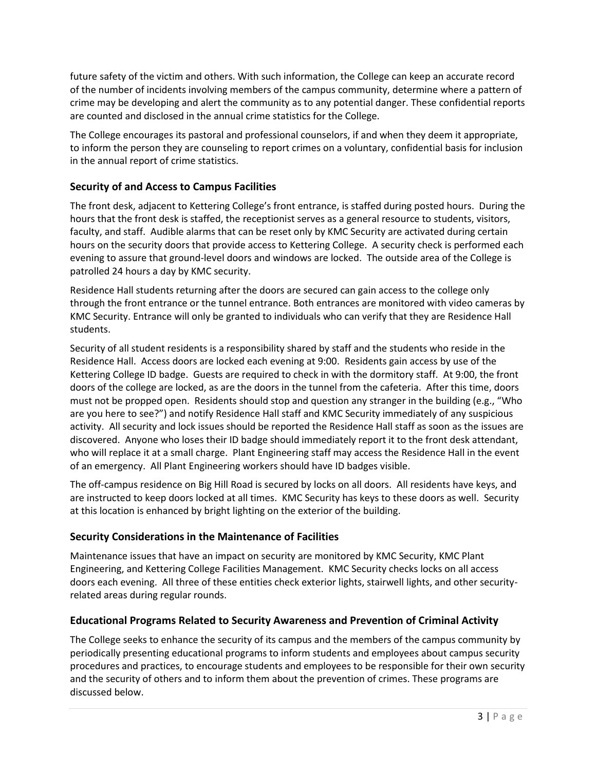future safety of the victim and others. With such information, the College can keep an accurate record of the number of incidents involving members of the campus community, determine where a pattern of crime may be developing and alert the community as to any potential danger. These confidential reports are counted and disclosed in the annual crime statistics for the College.

The College encourages its pastoral and professional counselors, if and when they deem it appropriate, to inform the person they are counseling to report crimes on a voluntary, confidential basis for inclusion in the annual report of crime statistics.

## Security of and Access to Campus Facilities

The front desk, adjacent to Kettering College's front entrance, is staffed during posted hours. During the hours that the front desk is staffed, the receptionist serves as a general resource to students, visitors, faculty, and staff. Audible alarms that can be reset only by KMC Security are activated during certain hours on the security doors that provide access to Kettering College. A security check is performed each evening to assure that ground-level doors and windows are locked. The outside area of the College is patrolled 24 hours a day by KMC security.

Residence Hall students returning after the doors are secured can gain access to the college only through the front entrance or the tunnel entrance. Both entrances are monitored with video cameras by KMC Security. Entrance will only be granted to individuals who can verify that they are Residence Hall students.

Security of all student residents is a responsibility shared by staff and the students who reside in the Residence Hall. Access doors are locked each evening at 9:00. Residents gain access by use of the Kettering College ID badge. Guests are required to check in with the dormitory staff. At 9:00, the front doors of the college are locked, as are the doors in the tunnel from the cafeteria. After this time, doors must not be propped open. Residents should stop and question any stranger in the building (e.g., "Who are you here to see?") and notify Residence Hall staff and KMC Security immediately of any suspicious activity. All security and lock issues should be reported the Residence Hall staff as soon as the issues are discovered. Anyone who loses their ID badge should immediately report it to the front desk attendant, who will replace it at a small charge. Plant Engineering staff may access the Residence Hall in the event of an emergency. All Plant Engineering workers should have ID badges visible.

The off-campus residence on Big Hill Road is secured by locks on all doors. All residents have keys, and are instructed to keep doors locked at all times. KMC Security has keys to these doors as well. Security at this location is enhanced by bright lighting on the exterior of the building.

## Security Considerations in the Maintenance of Facilities

Maintenance issues that have an impact on security are monitored by KMC Security, KMC Plant Engineering, and Kettering College Facilities Management. KMC Security checks locks on all access doors each evening. All three of these entities check exterior lights, stairwell lights, and other security-related areas during regular rounds.

## Educational Programs Related to Security Awareness and Prevention of Criminal Activity

The College seeks to enhance the security of its campus and the members of the campus community by periodically presenting educational programs to inform students and employees about campus security procedures and practices, to encourage students and employees to be responsible for their own security and the security of others and to inform them about the prevention of crimes. These programs are discussed below.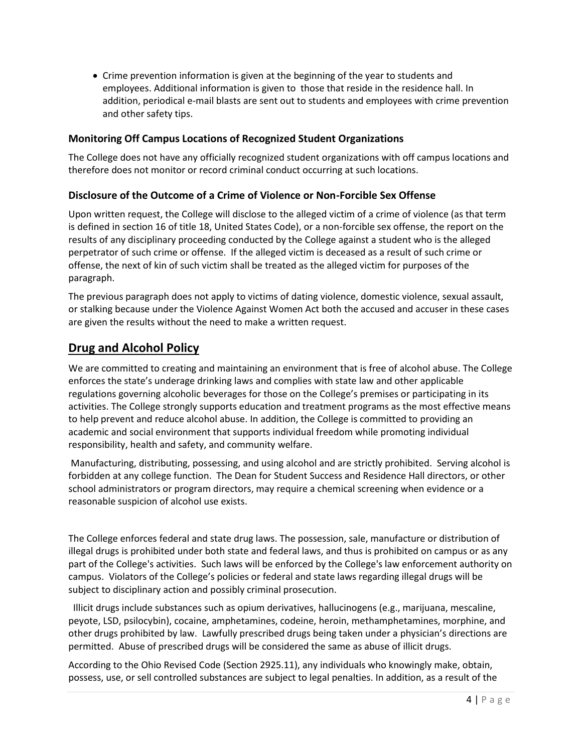- Crime prevention information is given at the beginning of the year to students and employees. Additional information is given to those that reside in the residence hall. In addition, periodical e-mail blasts are sent out to students and employees with crime prevention and other safety tips.

### Monitoring Off Campus Locations of Recognized Student Organizations

The College does not have any officially recognized student organizations with off campus locations and therefore does not monitor or record criminal conduct occurring at such locations.

### Disclosure of the Outcome of a Crime of Violence or Non-Forcible Sex Offense

Upon written request, the College will disclose to the alleged victim of a crime of violence (as that term is defined in section 16 of title 18, United States Code), or a non-forcible sex offense, the report on the results of any disciplinary proceeding conducted by the College against a student who is the alleged perpetrator of such crime or offense. If the alleged victim is deceased as a result of such crime or offense, the next of kin of such victim shall be treated as the alleged victim for purposes of the paragraph.

The previous paragraph does not apply to victims of dating violence, domestic violence, sexual assault, or stalking because under the Violence Against Women Act both the accused and accuser in these cases are given the results without the need to make a written request.

## Drug and Alcohol Policy

We are committed to creating and maintaining an environment that is free of alcohol abuse. The College enforces the state's underage drinking laws and complies with state law and other applicable regulations governing alcoholic beverages for those on the College's premises or participating in its activities. The College strongly supports education and treatment programs as the most effective means to help prevent and reduce alcohol abuse. In addition, the College is committed to providing an academic and social environment that supports individual freedom while promoting individual responsibility, health and safety, and community welfare.

Manufacturing, distributing, possessing, and using alcohol and are strictly prohibited. Serving alcohol is forbidden at any college function. The Dean for Student Success and Residence Hall directors, or other school administrators or program directors, may require a chemical screening when evidence or a reasonable suspicion of alcohol use exists.

The College enforces federal and state drug laws. The possession, sale, manufacture or distribution of illegal drugs is prohibited under both state and federal laws, and thus is prohibited on campus or as any part of the College's activities. Such laws will be enforced by the College's law enforcement authority on campus. Violators of the College's policies or federal and state laws regarding illegal drugs will be subject to disciplinary action and possibly criminal prosecution.

Illicit drugs include substances such as opium derivatives, hallucinogens (e.g., marijuana, mescaline, peyote, LSD, psilocybin), cocaine, amphetamines, codeine, heroin, methamphetamines, morphine, and other drugs prohibited by law. Lawfully prescribed drugs being taken under a physician's directions are permitted. Abuse of prescribed drugs will be considered the same as abuse of illicit drugs.

According to the Ohio Revised Code (Section 2925.11), any individuals who knowingly make, obtain, possess, use, or sell controlled substances are subject to legal penalties. In addition, as a result of the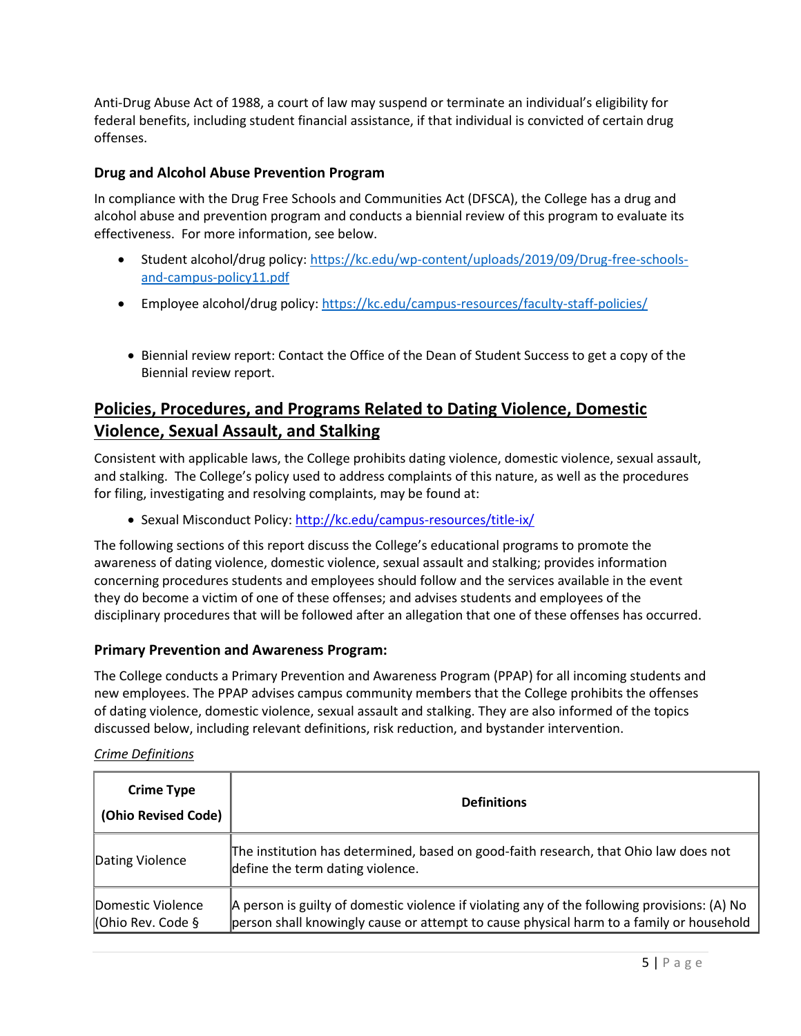Anti-Drug Abuse Act of 1988, a court of law may suspend or terminate an individual's eligibility for federal benefits, including student financial assistance, if that individual is convicted of certain drug offenses.

### Drug and Alcohol Abuse Prevention Program

In compliance with the Drug Free Schools and Communities Act (DFSCA), the College has a drug and alcohol abuse and prevention program and conducts a biennial review of this program to evaluate its effectiveness. For more information, see below.

- Student alcohol/drug policy: https://kc.edu/wp-content/uploads/2019/09/Drug-free-schools-and-campus-policy11.pdf
- Employee alcohol/drug policy: https://kc.edu/campus-resources/faculty-staff-policies/
- Biennial review report: Contact the Office of the Dean of Student Success to get a copy of the Biennial review report.

## Policies, Procedures, and Programs Related to Dating Violence, Domestic Violence, Sexual Assault, and Stalking

Consistent with applicable laws, the College prohibits dating violence, domestic violence, sexual assault, and stalking. The College's policy used to address complaints of this nature, as well as the procedures for filing, investigating and resolving complaints, may be found at:

- Sexual Misconduct Policy: http://kc.edu/campus-resources/title-ix/

The following sections of this report discuss the College's educational programs to promote the awareness of dating violence, domestic violence, sexual assault and stalking; provides information concerning procedures students and employees should follow and the services available in the event they do become a victim of one of these offenses; and advises students and employees of the disciplinary procedures that will be followed after an allegation that one of these offenses has occurred.

### Primary Prevention and Awareness Program:

The College conducts a Primary Prevention and Awareness Program (PPAP) for all incoming students and new employees. The PPAP advises campus community members that the College prohibits the offenses of dating violence, domestic violence, sexual assault and stalking. They are also informed of the topics discussed below, including relevant definitions, risk reduction, and bystander intervention.

*Crime Definitions*

| Crime Type (Ohio Revised Code) | Definitions |
|---|---|
| Dating Violence | The institution has determined, based on good-faith research, that Ohio law does not define the term dating violence. |
| Domestic Violence (Ohio Rev. Code § | A person is guilty of domestic violence if violating any of the following provisions: (A) No person shall knowingly cause or attempt to cause physical harm to a family or household |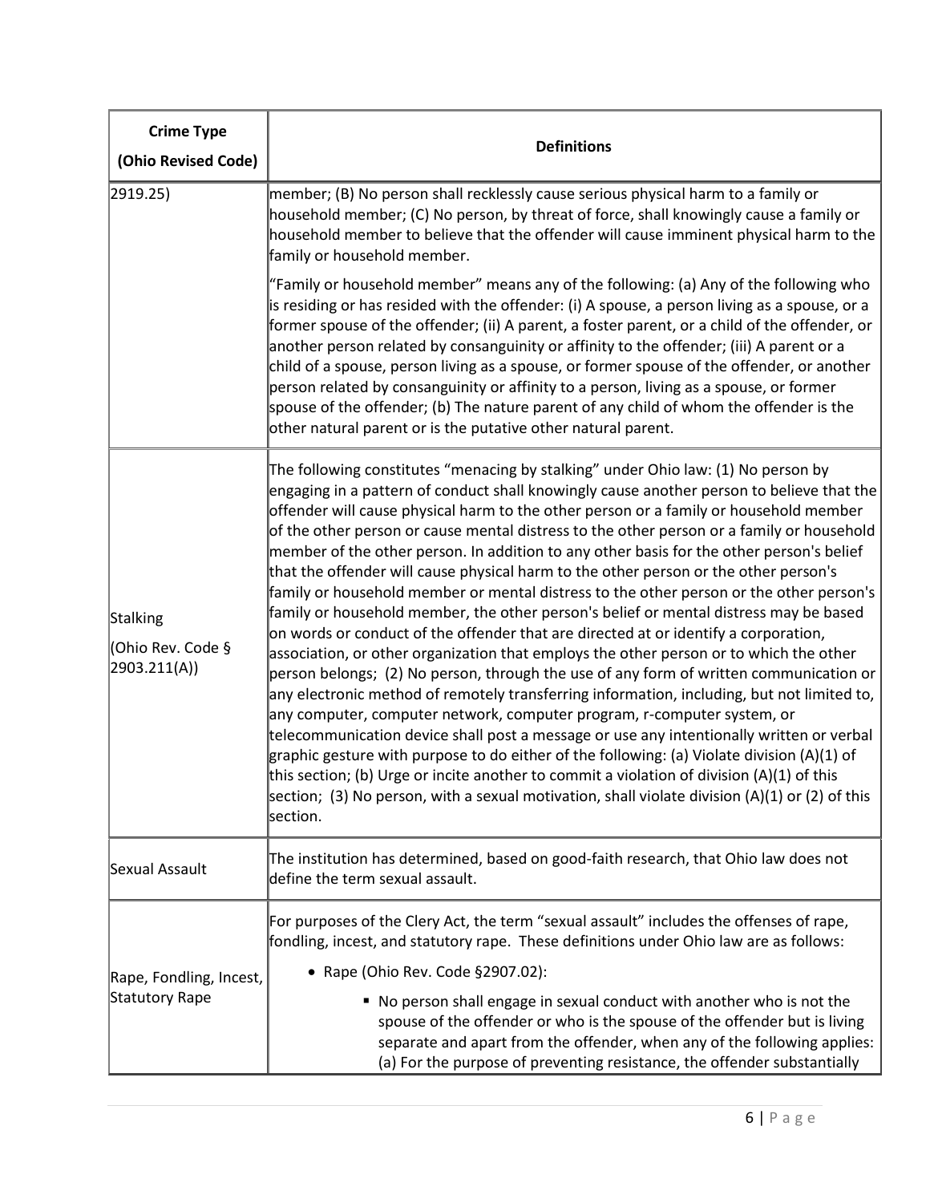| Crime Type (Ohio Revised Code) | Definitions |
|---|---|
| 2919.25) | member; (B) No person shall recklessly cause serious physical harm to a family or household member; (C) No person, by threat of force, shall knowingly cause a family or household member to believe that the offender will cause imminent physical harm to the family or household member.<br><br>"Family or household member" means any of the following: (a) Any of the following who is residing or has resided with the offender: (i) A spouse, a person living as a spouse, or a former spouse of the offender; (ii) A parent, a foster parent, or a child of the offender, or another person related by consanguinity or affinity to the offender; (iii) A parent or a child of a spouse, person living as a spouse, or former spouse of the offender, or another person related by consanguinity or affinity to a person, living as a spouse, or former spouse of the offender; (b) The nature parent of any child of whom the offender is the other natural parent or is the putative other natural parent. |
| Stalking (Ohio Rev. Code § 2903.211(A)) | The following constitutes "menacing by stalking" under Ohio law: (1) No person by engaging in a pattern of conduct shall knowingly cause another person to believe that the offender will cause physical harm to the other person or a family or household member of the other person or cause mental distress to the other person or a family or household member of the other person. In addition to any other basis for the other person's belief that the offender will cause physical harm to the other person or the other person's family or household member or mental distress to the other person or the other person's family or household member, the other person's belief or mental distress may be based on words or conduct of the offender that are directed at or identify a corporation, association, or other organization that employs the other person or to which the other person belongs; (2) No person, through the use of any form of written communication or any electronic method of remotely transferring information, including, but not limited to, any computer, computer network, computer program, r-computer system, or telecommunication device shall post a message or use any intentionally written or verbal graphic gesture with purpose to do either of the following: (a) Violate division (A)(1) of this section; (b) Urge or incite another to commit a violation of division (A)(1) of this section; (3) No person, with a sexual motivation, shall violate division (A)(1) or (2) of this section. |
| Sexual Assault | The institution has determined, based on good-faith research, that Ohio law does not define the term sexual assault. |
| Rape, Fondling, Incest, Statutory Rape | For purposes of the Clery Act, the term "sexual assault" includes the offenses of rape, fondling, incest, and statutory rape. These definitions under Ohio law are as follows:<br><br>• Rape (Ohio Rev. Code §2907.02):<br><br>▪ No person shall engage in sexual conduct with another who is not the spouse of the offender or who is the spouse of the offender but is living separate and apart from the offender, when any of the following applies: (a) For the purpose of preventing resistance, the offender substantially |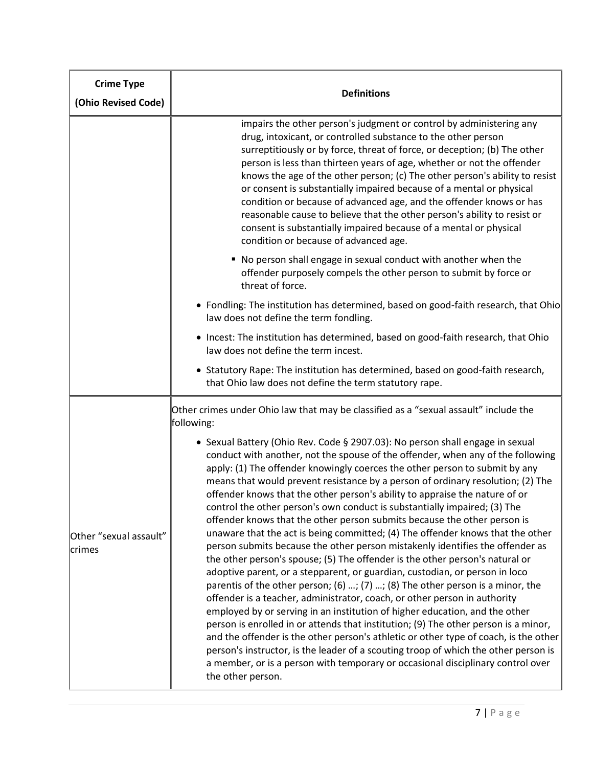| Crime Type (Ohio Revised Code) | Definitions |
| --- | --- |
| | impairs the other person's judgment or control by administering any drug, intoxicant, or controlled substance to the other person surreptitiously or by force, threat of force, or deception; (b) The other person is less than thirteen years of age, whether or not the offender knows the age of the other person; (c) The other person's ability to resist or consent is substantially impaired because of a mental or physical condition or because of advanced age, and the offender knows or has reasonable cause to believe that the other person's ability to resist or consent is substantially impaired because of a mental or physical condition or because of advanced age.<br>▪ No person shall engage in sexual conduct with another when the offender purposely compels the other person to submit by force or threat of force.<br>• Fondling: The institution has determined, based on good-faith research, that Ohio law does not define the term fondling.<br>• Incest: The institution has determined, based on good-faith research, that Ohio law does not define the term incest.<br>• Statutory Rape: The institution has determined, based on good-faith research, that Ohio law does not define the term statutory rape. |
| Other "sexual assault" crimes | Other crimes under Ohio law that may be classified as a "sexual assault" include the following:<br>• Sexual Battery (Ohio Rev. Code § 2907.03): No person shall engage in sexual conduct with another, not the spouse of the offender, when any of the following apply: (1) The offender knowingly coerces the other person to submit by any means that would prevent resistance by a person of ordinary resolution; (2) The offender knows that the other person's ability to appraise the nature of or control the other person's own conduct is substantially impaired; (3) The offender knows that the other person submits because the other person is unaware that the act is being committed; (4) The offender knows that the other person submits because the other person mistakenly identifies the offender as the other person's spouse; (5) The offender is the other person's natural or adoptive parent, or a stepparent, or guardian, custodian, or person in loco parentis of the other person; (6) …; (7) …; (8) The other person is a minor, the offender is a teacher, administrator, coach, or other person in authority employed by or serving in an institution of higher education, and the other person is enrolled in or attends that institution; (9) The other person is a minor, and the offender is the other person's athletic or other type of coach, is the other person's instructor, is the leader of a scouting troop of which the other person is a member, or is a person with temporary or occasional disciplinary control over the other person. |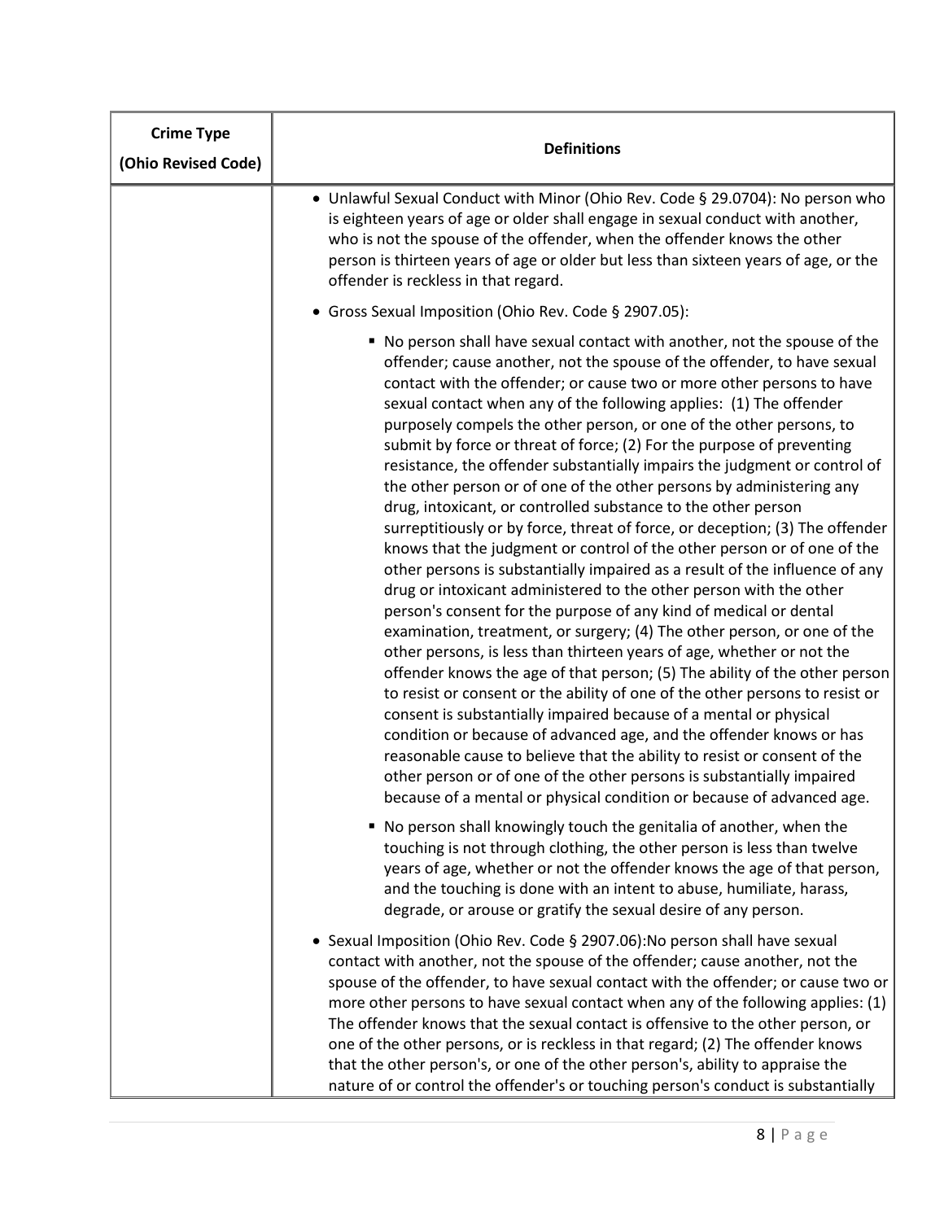| Crime Type (Ohio Revised Code) | Definitions |
| --- | --- |
| | • Unlawful Sexual Conduct with Minor (Ohio Rev. Code § 29.0704): No person who is eighteen years of age or older shall engage in sexual conduct with another, who is not the spouse of the offender, when the offender knows the other person is thirteen years of age or older but less than sixteen years of age, or the offender is reckless in that regard.<br><br>• Gross Sexual Imposition (Ohio Rev. Code § 2907.05):<br><br>▪ No person shall have sexual contact with another, not the spouse of the offender; cause another, not the spouse of the offender, to have sexual contact with the offender; or cause two or more other persons to have sexual contact when any of the following applies: (1) The offender purposely compels the other person, or one of the other persons, to submit by force or threat of force; (2) For the purpose of preventing resistance, the offender substantially impairs the judgment or control of the other person or of one of the other persons by administering any drug, intoxicant, or controlled substance to the other person surreptitiously or by force, threat of force, or deception; (3) The offender knows that the judgment or control of the other person or of one of the other persons is substantially impaired as a result of the influence of any drug or intoxicant administered to the other person with the other person's consent for the purpose of any kind of medical or dental examination, treatment, or surgery; (4) The other person, or one of the other persons, is less than thirteen years of age, whether or not the offender knows the age of that person; (5) The ability of the other person to resist or consent or the ability of one of the other persons to resist or consent is substantially impaired because of a mental or physical condition or because of advanced age, and the offender knows or has reasonable cause to believe that the ability to resist or consent of the other person or of one of the other persons is substantially impaired because of a mental or physical condition or because of advanced age.<br><br>▪ No person shall knowingly touch the genitalia of another, when the touching is not through clothing, the other person is less than twelve years of age, whether or not the offender knows the age of that person, and the touching is done with an intent to abuse, humiliate, harass, degrade, or arouse or gratify the sexual desire of any person.<br><br>• Sexual Imposition (Ohio Rev. Code § 2907.06):No person shall have sexual contact with another, not the spouse of the offender; cause another, not the spouse of the offender, to have sexual contact with the offender; or cause two or more other persons to have sexual contact when any of the following applies: (1) The offender knows that the sexual contact is offensive to the other person, or one of the other persons, or is reckless in that regard; (2) The offender knows that the other person's, or one of the other person's, ability to appraise the nature of or control the offender's or touching person's conduct is substantially |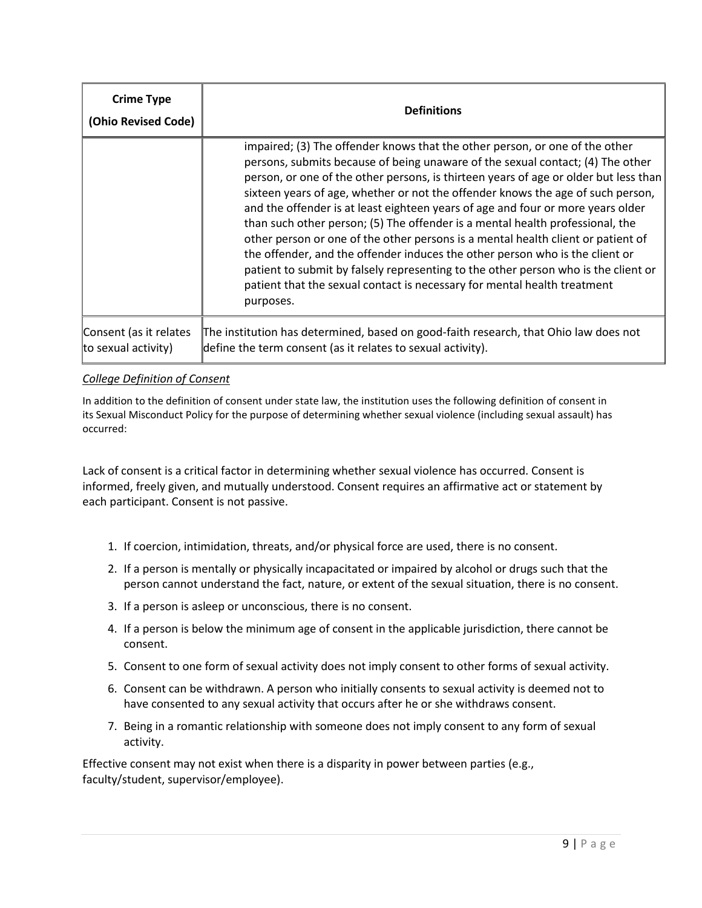| Crime Type (Ohio Revised Code) | Definitions |
|---|---|
| | impaired; (3) The offender knows that the other person, or one of the other persons, submits because of being unaware of the sexual contact; (4) The other person, or one of the other persons, is thirteen years of age or older but less than sixteen years of age, whether or not the offender knows the age of such person, and the offender is at least eighteen years of age and four or more years older than such other person; (5) The offender is a mental health professional, the other person or one of the other persons is a mental health client or patient of the offender, and the offender induces the other person who is the client or patient to submit by falsely representing to the other person who is the client or patient that the sexual contact is necessary for mental health treatment purposes. |
| Consent (as it relates to sexual activity) | The institution has determined, based on good-faith research, that Ohio law does not define the term consent (as it relates to sexual activity). |

*College Definition of Consent*

In addition to the definition of consent under state law, the institution uses the following definition of consent in its Sexual Misconduct Policy for the purpose of determining whether sexual violence (including sexual assault) has occurred:

Lack of consent is a critical factor in determining whether sexual violence has occurred. Consent is informed, freely given, and mutually understood. Consent requires an affirmative act or statement by each participant. Consent is not passive.

1. If coercion, intimidation, threats, and/or physical force are used, there is no consent.
2. If a person is mentally or physically incapacitated or impaired by alcohol or drugs such that the person cannot understand the fact, nature, or extent of the sexual situation, there is no consent.
3. If a person is asleep or unconscious, there is no consent.
4. If a person is below the minimum age of consent in the applicable jurisdiction, there cannot be consent.
5. Consent to one form of sexual activity does not imply consent to other forms of sexual activity.
6. Consent can be withdrawn. A person who initially consents to sexual activity is deemed not to have consented to any sexual activity that occurs after he or she withdraws consent.
7. Being in a romantic relationship with someone does not imply consent to any form of sexual activity.

Effective consent may not exist when there is a disparity in power between parties (e.g., faculty/student, supervisor/employee).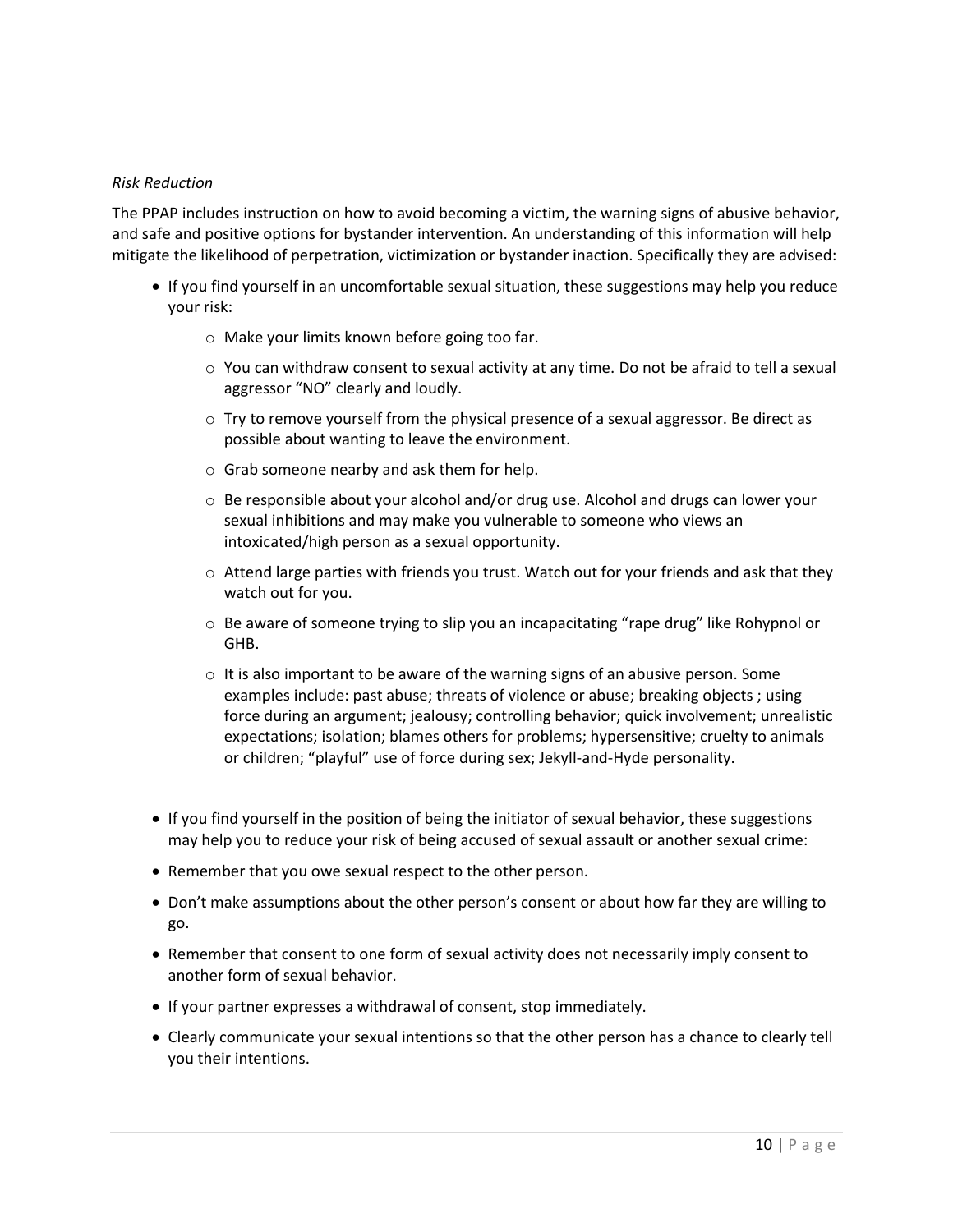*Risk Reduction*

The PPAP includes instruction on how to avoid becoming a victim, the warning signs of abusive behavior, and safe and positive options for bystander intervention. An understanding of this information will help mitigate the likelihood of perpetration, victimization or bystander inaction. Specifically they are advised:

- If you find yourself in an uncomfortable sexual situation, these suggestions may help you reduce your risk:
  - Make your limits known before going too far.
  - You can withdraw consent to sexual activity at any time. Do not be afraid to tell a sexual aggressor "NO" clearly and loudly.
  - Try to remove yourself from the physical presence of a sexual aggressor. Be direct as possible about wanting to leave the environment.
  - Grab someone nearby and ask them for help.
  - Be responsible about your alcohol and/or drug use. Alcohol and drugs can lower your sexual inhibitions and may make you vulnerable to someone who views an intoxicated/high person as a sexual opportunity.
  - Attend large parties with friends you trust. Watch out for your friends and ask that they watch out for you.
  - Be aware of someone trying to slip you an incapacitating "rape drug" like Rohypnol or GHB.
  - It is also important to be aware of the warning signs of an abusive person. Some examples include: past abuse; threats of violence or abuse; breaking objects ; using force during an argument; jealousy; controlling behavior; quick involvement; unrealistic expectations; isolation; blames others for problems; hypersensitive; cruelty to animals or children; "playful" use of force during sex; Jekyll-and-Hyde personality.

- If you find yourself in the position of being the initiator of sexual behavior, these suggestions may help you to reduce your risk of being accused of sexual assault or another sexual crime:
- Remember that you owe sexual respect to the other person.
- Don't make assumptions about the other person's consent or about how far they are willing to go.
- Remember that consent to one form of sexual activity does not necessarily imply consent to another form of sexual behavior.
- If your partner expresses a withdrawal of consent, stop immediately.
- Clearly communicate your sexual intentions so that the other person has a chance to clearly tell you their intentions.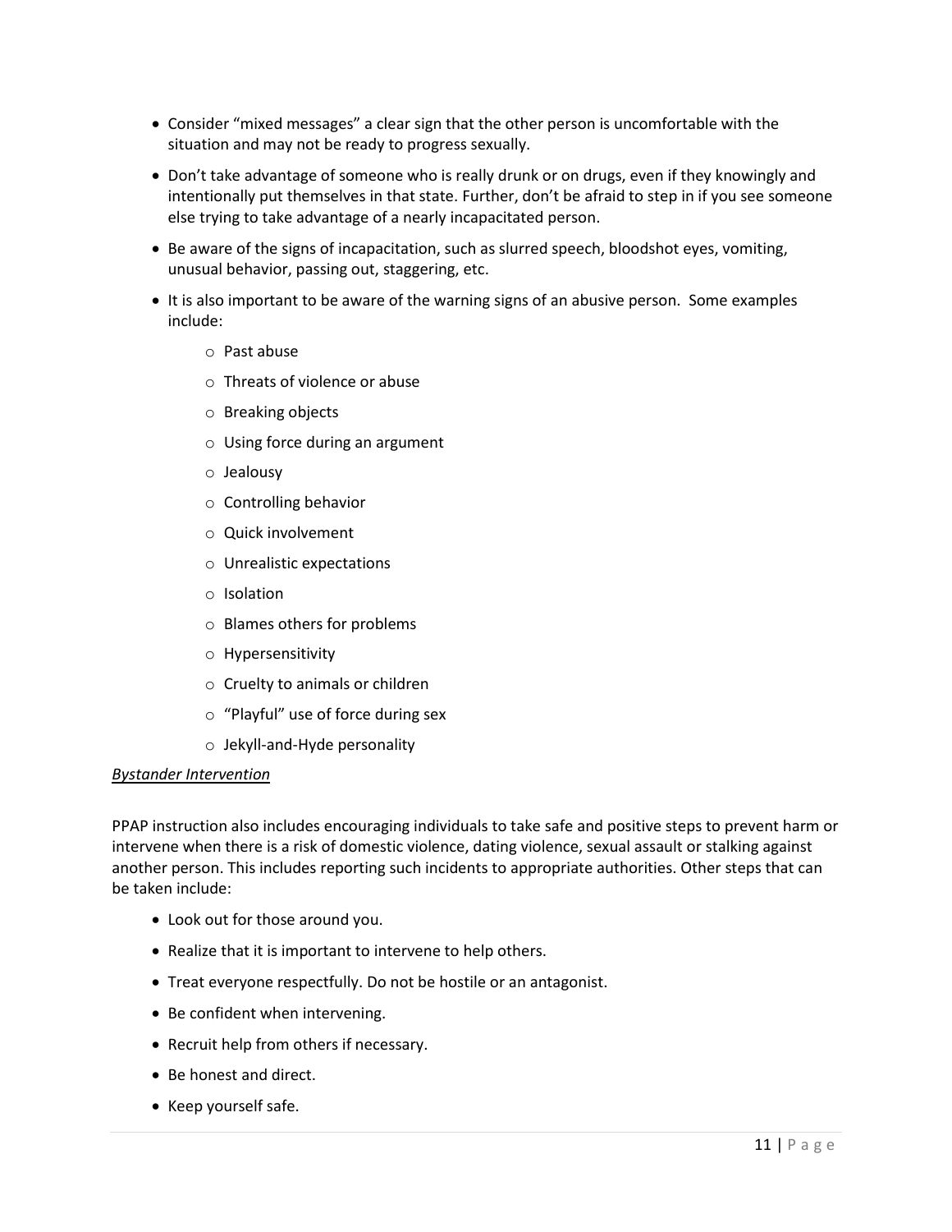- Consider "mixed messages" a clear sign that the other person is uncomfortable with the situation and may not be ready to progress sexually.
- Don't take advantage of someone who is really drunk or on drugs, even if they knowingly and intentionally put themselves in that state. Further, don't be afraid to step in if you see someone else trying to take advantage of a nearly incapacitated person.
- Be aware of the signs of incapacitation, such as slurred speech, bloodshot eyes, vomiting, unusual behavior, passing out, staggering, etc.
- It is also important to be aware of the warning signs of an abusive person. Some examples include:
  - Past abuse
  - Threats of violence or abuse
  - Breaking objects
  - Using force during an argument
  - Jealousy
  - Controlling behavior
  - Quick involvement
  - Unrealistic expectations
  - Isolation
  - Blames others for problems
  - Hypersensitivity
  - Cruelty to animals or children
  - "Playful" use of force during sex
  - Jekyll-and-Hyde personality

*Bystander Intervention*

PPAP instruction also includes encouraging individuals to take safe and positive steps to prevent harm or intervene when there is a risk of domestic violence, dating violence, sexual assault or stalking against another person. This includes reporting such incidents to appropriate authorities. Other steps that can be taken include:

- Look out for those around you.
- Realize that it is important to intervene to help others.
- Treat everyone respectfully. Do not be hostile or an antagonist.
- Be confident when intervening.
- Recruit help from others if necessary.
- Be honest and direct.
- Keep yourself safe.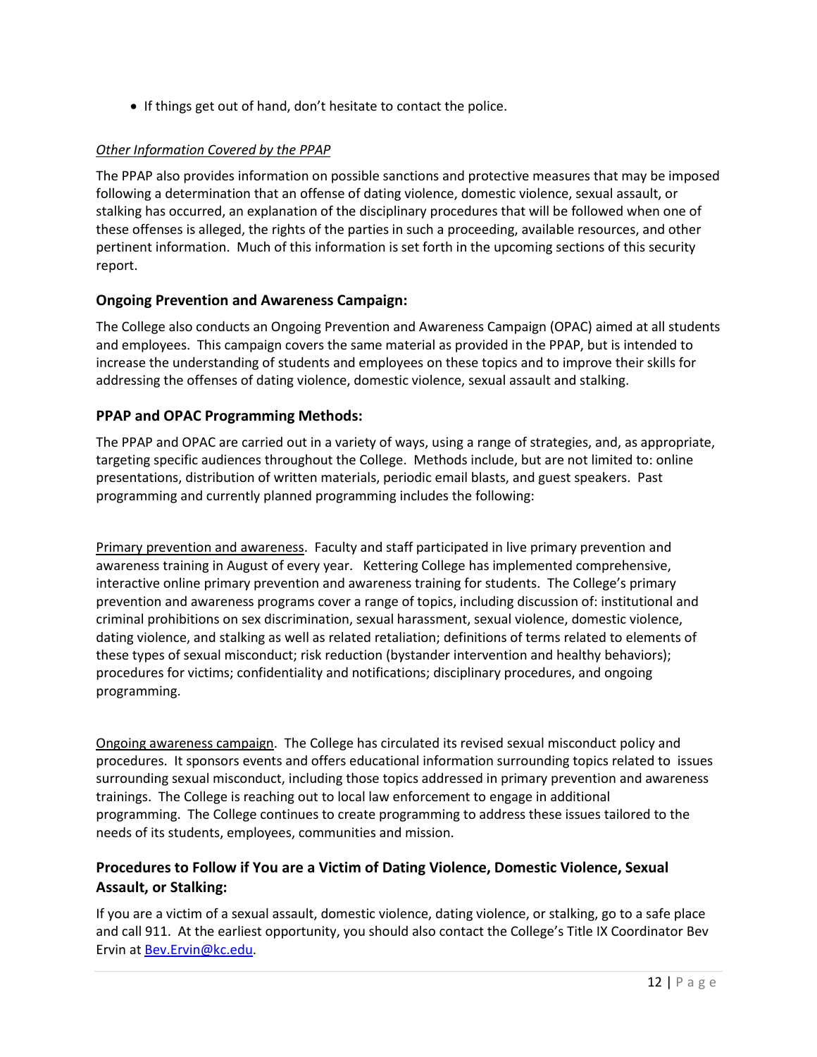- If things get out of hand, don't hesitate to contact the police.

*Other Information Covered by the PPAP*

The PPAP also provides information on possible sanctions and protective measures that may be imposed following a determination that an offense of dating violence, domestic violence, sexual assault, or stalking has occurred, an explanation of the disciplinary procedures that will be followed when one of these offenses is alleged, the rights of the parties in such a proceeding, available resources, and other pertinent information. Much of this information is set forth in the upcoming sections of this security report.

### Ongoing Prevention and Awareness Campaign:

The College also conducts an Ongoing Prevention and Awareness Campaign (OPAC) aimed at all students and employees. This campaign covers the same material as provided in the PPAP, but is intended to increase the understanding of students and employees on these topics and to improve their skills for addressing the offenses of dating violence, domestic violence, sexual assault and stalking.

### PPAP and OPAC Programming Methods:

The PPAP and OPAC are carried out in a variety of ways, using a range of strategies, and, as appropriate, targeting specific audiences throughout the College. Methods include, but are not limited to: online presentations, distribution of written materials, periodic email blasts, and guest speakers. Past programming and currently planned programming includes the following:

Primary prevention and awareness. Faculty and staff participated in live primary prevention and awareness training in August of every year. Kettering College has implemented comprehensive, interactive online primary prevention and awareness training for students. The College's primary prevention and awareness programs cover a range of topics, including discussion of: institutional and criminal prohibitions on sex discrimination, sexual harassment, sexual violence, domestic violence, dating violence, and stalking as well as related retaliation; definitions of terms related to elements of these types of sexual misconduct; risk reduction (bystander intervention and healthy behaviors); procedures for victims; confidentiality and notifications; disciplinary procedures, and ongoing programming.

Ongoing awareness campaign. The College has circulated its revised sexual misconduct policy and procedures. It sponsors events and offers educational information surrounding topics related to issues surrounding sexual misconduct, including those topics addressed in primary prevention and awareness trainings. The College is reaching out to local law enforcement to engage in additional programming. The College continues to create programming to address these issues tailored to the needs of its students, employees, communities and mission.

### Procedures to Follow if You are a Victim of Dating Violence, Domestic Violence, Sexual Assault, or Stalking:

If you are a victim of a sexual assault, domestic violence, dating violence, or stalking, go to a safe place and call 911. At the earliest opportunity, you should also contact the College's Title IX Coordinator Bev Ervin at Bev.Ervin@kc.edu.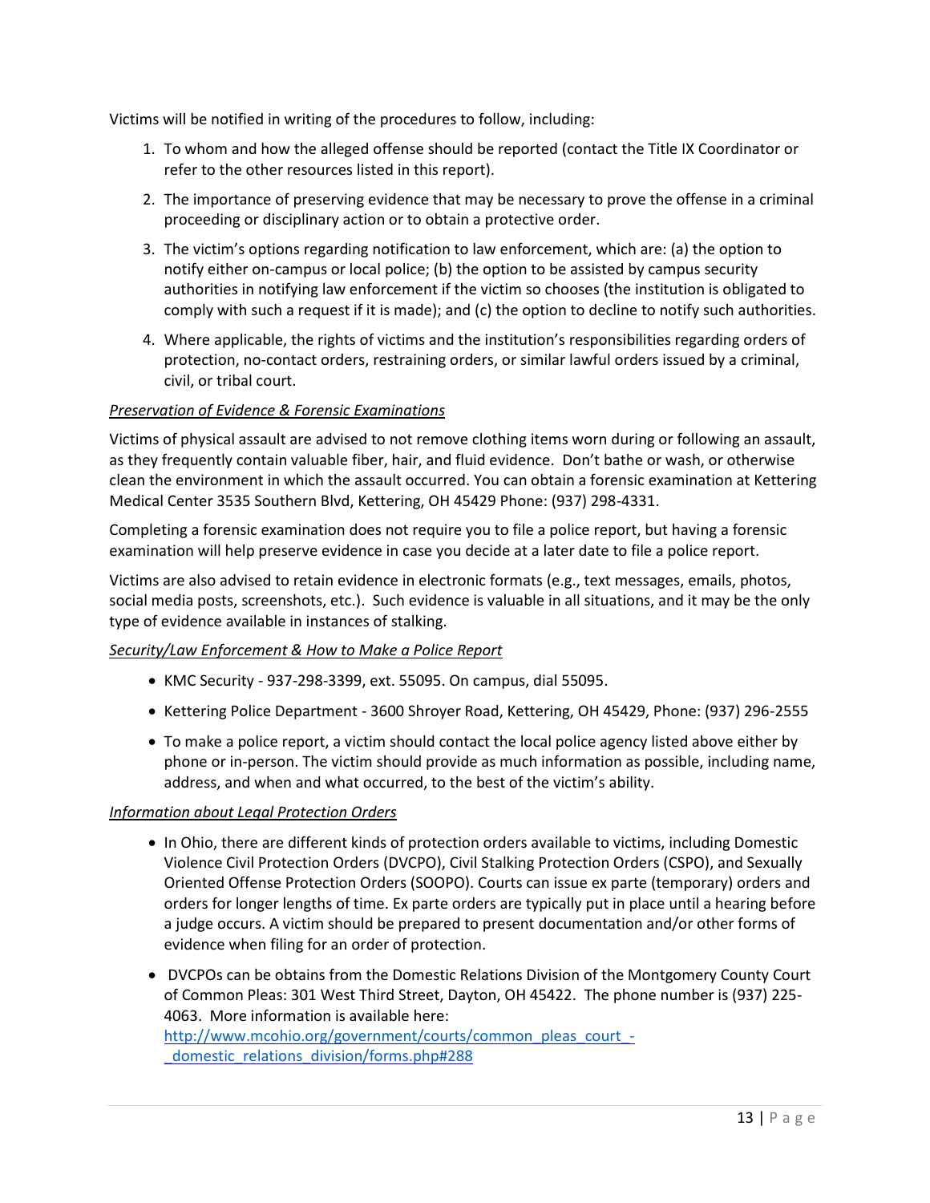Victims will be notified in writing of the procedures to follow, including:

1. To whom and how the alleged offense should be reported (contact the Title IX Coordinator or refer to the other resources listed in this report).
2. The importance of preserving evidence that may be necessary to prove the offense in a criminal proceeding or disciplinary action or to obtain a protective order.
3. The victim's options regarding notification to law enforcement, which are: (a) the option to notify either on-campus or local police; (b) the option to be assisted by campus security authorities in notifying law enforcement if the victim so chooses (the institution is obligated to comply with such a request if it is made); and (c) the option to decline to notify such authorities.
4. Where applicable, the rights of victims and the institution's responsibilities regarding orders of protection, no-contact orders, restraining orders, or similar lawful orders issued by a criminal, civil, or tribal court.

*Preservation of Evidence & Forensic Examinations*

Victims of physical assault are advised to not remove clothing items worn during or following an assault, as they frequently contain valuable fiber, hair, and fluid evidence. Don't bathe or wash, or otherwise clean the environment in which the assault occurred. You can obtain a forensic examination at Kettering Medical Center 3535 Southern Blvd, Kettering, OH 45429 Phone: (937) 298-4331.

Completing a forensic examination does not require you to file a police report, but having a forensic examination will help preserve evidence in case you decide at a later date to file a police report.

Victims are also advised to retain evidence in electronic formats (e.g., text messages, emails, photos, social media posts, screenshots, etc.). Such evidence is valuable in all situations, and it may be the only type of evidence available in instances of stalking.

*Security/Law Enforcement & How to Make a Police Report*

- KMC Security - 937-298-3399, ext. 55095. On campus, dial 55095.
- Kettering Police Department - 3600 Shroyer Road, Kettering, OH 45429, Phone: (937) 296-2555
- To make a police report, a victim should contact the local police agency listed above either by phone or in-person. The victim should provide as much information as possible, including name, address, and when and what occurred, to the best of the victim's ability.

*Information about Legal Protection Orders*

- In Ohio, there are different kinds of protection orders available to victims, including Domestic Violence Civil Protection Orders (DVCPO), Civil Stalking Protection Orders (CSPO), and Sexually Oriented Offense Protection Orders (SOOPO). Courts can issue ex parte (temporary) orders and orders for longer lengths of time. Ex parte orders are typically put in place until a hearing before a judge occurs. A victim should be prepared to present documentation and/or other forms of evidence when filing for an order of protection.
- DVCPOs can be obtains from the Domestic Relations Division of the Montgomery County Court of Common Pleas: 301 West Third Street, Dayton, OH 45422. The phone number is (937) 225-4063. More information is available here: http://www.mcohio.org/government/courts/common_pleas_court_-_domestic_relations_division/forms.php#288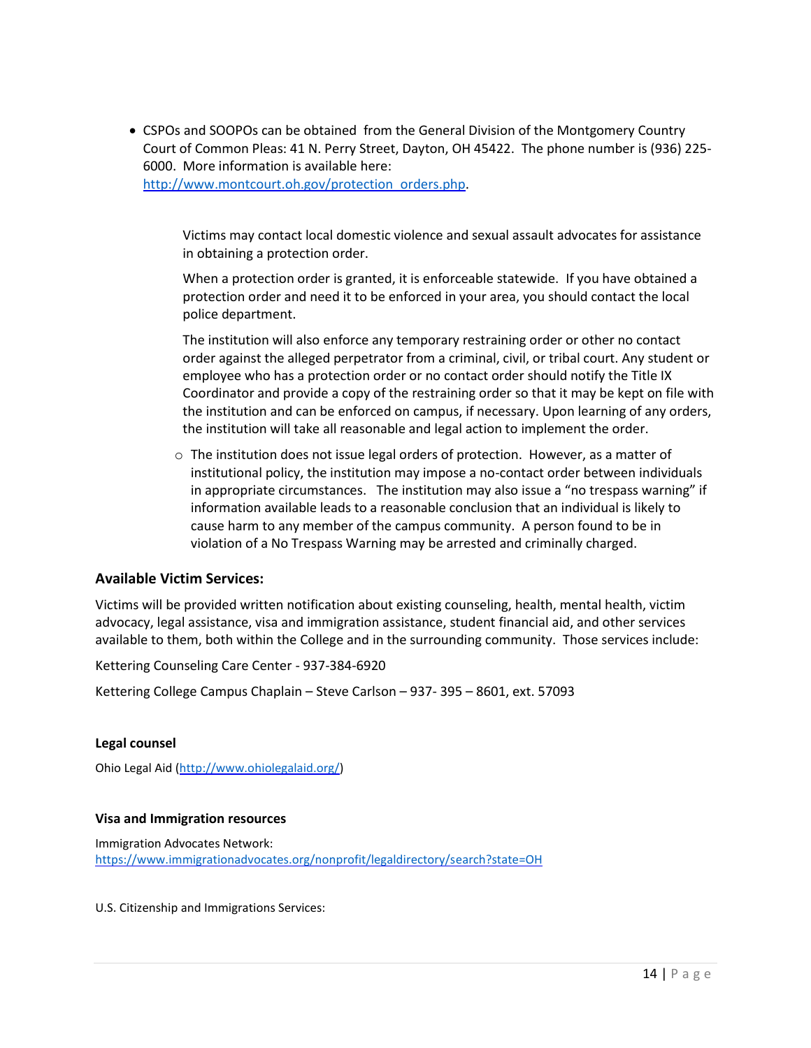- CSPOs and SOOPOs can be obtained from the General Division of the Montgomery Country Court of Common Pleas: 41 N. Perry Street, Dayton, OH 45422. The phone number is (936) 225-6000. More information is available here: [http://www.montcourt.oh.gov/protection_orders.php](http://www.montcourt.oh.gov/protection_orders.php).

  Victims may contact local domestic violence and sexual assault advocates for assistance in obtaining a protection order.

  When a protection order is granted, it is enforceable statewide. If you have obtained a protection order and need it to be enforced in your area, you should contact the local police department.

  The institution will also enforce any temporary restraining order or other no contact order against the alleged perpetrator from a criminal, civil, or tribal court. Any student or employee who has a protection order or no contact order should notify the Title IX Coordinator and provide a copy of the restraining order so that it may be kept on file with the institution and can be enforced on campus, if necessary. Upon learning of any orders, the institution will take all reasonable and legal action to implement the order.

  - The institution does not issue legal orders of protection. However, as a matter of institutional policy, the institution may impose a no-contact order between individuals in appropriate circumstances. The institution may also issue a "no trespass warning" if information available leads to a reasonable conclusion that an individual is likely to cause harm to any member of the campus community. A person found to be in violation of a No Trespass Warning may be arrested and criminally charged.

### Available Victim Services:

Victims will be provided written notification about existing counseling, health, mental health, victim advocacy, legal assistance, visa and immigration assistance, student financial aid, and other services available to them, both within the College and in the surrounding community. Those services include:

Kettering Counseling Care Center - 937-384-6920

Kettering College Campus Chaplain – Steve Carlson – 937- 395 – 8601, ext. 57093

#### Legal counsel

Ohio Legal Aid ([http://www.ohiolegalaid.org/](http://www.ohiolegalaid.org/))

#### Visa and Immigration resources

Immigration Advocates Network:
[https://www.immigrationadvocates.org/nonprofit/legaldirectory/search?state=OH](https://www.immigrationadvocates.org/nonprofit/legaldirectory/search?state=OH)

U.S. Citizenship and Immigrations Services: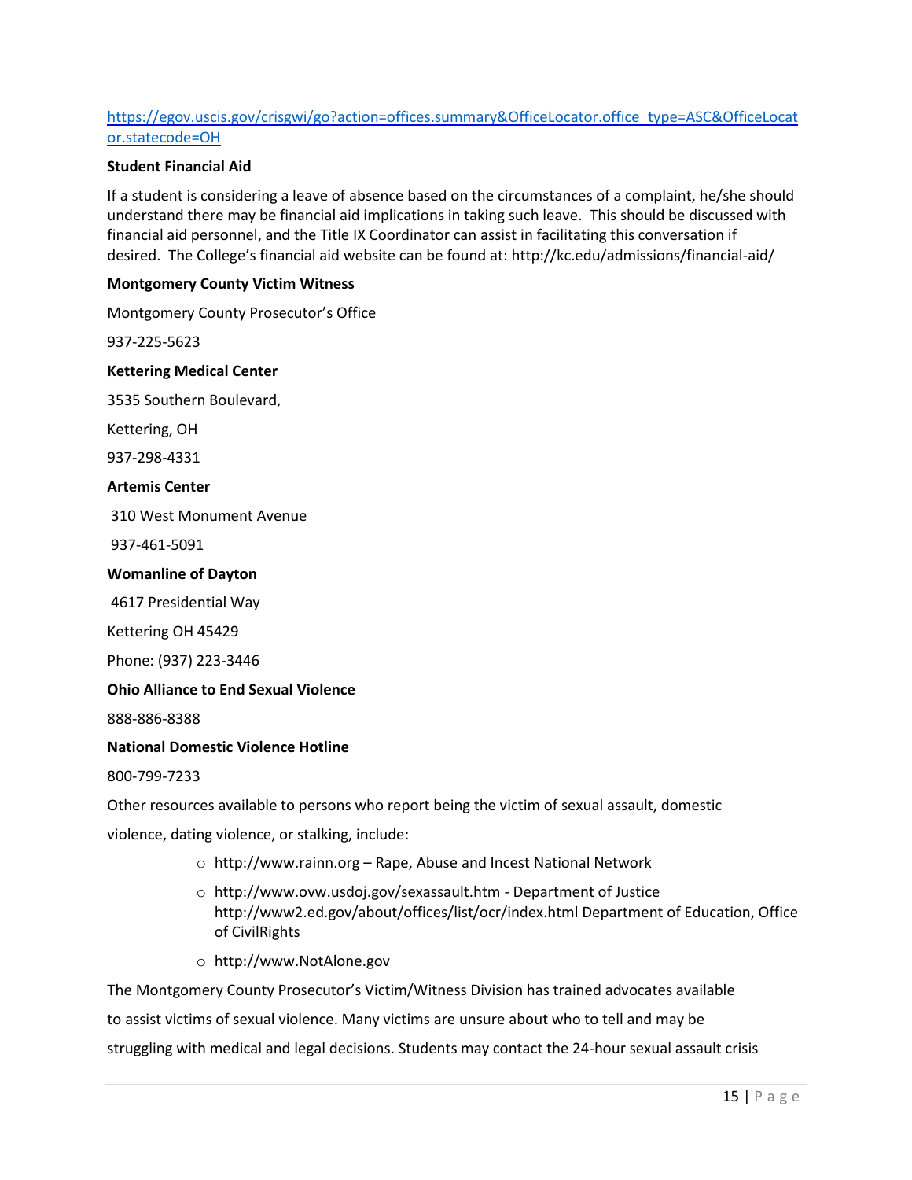https://egov.uscis.gov/crisgwi/go?action=offices.summary&OfficeLocator.office_type=ASC&OfficeLocator.statecode=OH

**Student Financial Aid**

If a student is considering a leave of absence based on the circumstances of a complaint, he/she should understand there may be financial aid implications in taking such leave. This should be discussed with financial aid personnel, and the Title IX Coordinator can assist in facilitating this conversation if desired. The College's financial aid website can be found at: http://kc.edu/admissions/financial-aid/

**Montgomery County Victim Witness**

Montgomery County Prosecutor's Office

937-225-5623

**Kettering Medical Center**

3535 Southern Boulevard,

Kettering, OH

937-298-4331

**Artemis Center**

310 West Monument Avenue

937-461-5091

**Womanline of Dayton**

4617 Presidential Way

Kettering OH 45429

Phone: (937) 223-3446

**Ohio Alliance to End Sexual Violence**

888-886-8388

**National Domestic Violence Hotline**

800-799-7233

Other resources available to persons who report being the victim of sexual assault, domestic violence, dating violence, or stalking, include:

- http://www.rainn.org – Rape, Abuse and Incest National Network
- http://www.ovw.usdoj.gov/sexassault.htm - Department of Justice http://www2.ed.gov/about/offices/list/ocr/index.html Department of Education, Office of CivilRights
- http://www.NotAlone.gov

The Montgomery County Prosecutor's Victim/Witness Division has trained advocates available to assist victims of sexual violence. Many victims are unsure about who to tell and may be struggling with medical and legal decisions. Students may contact the 24-hour sexual assault crisis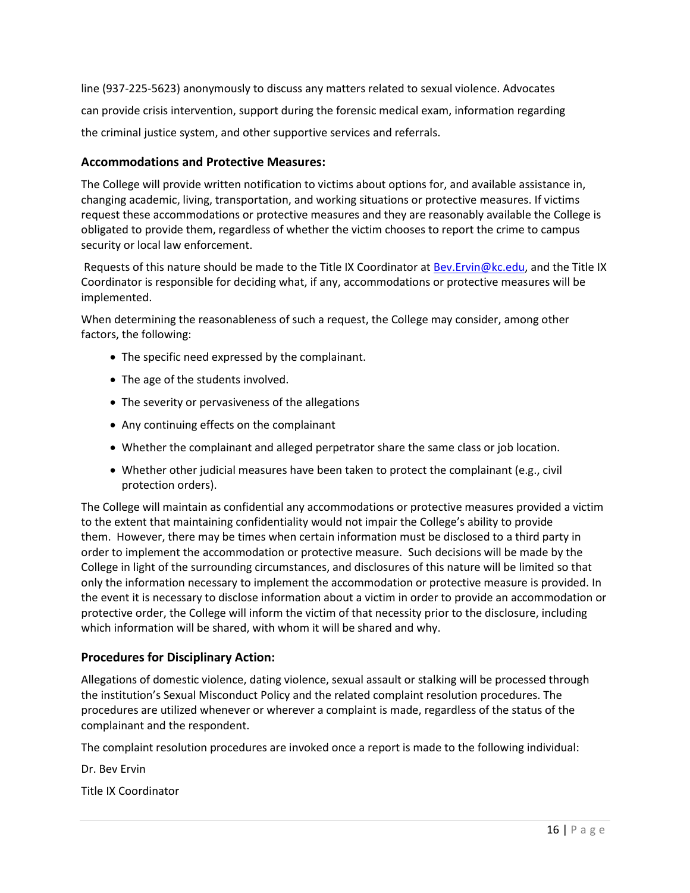line (937-225-5623) anonymously to discuss any matters related to sexual violence. Advocates can provide crisis intervention, support during the forensic medical exam, information regarding the criminal justice system, and other supportive services and referrals.

### Accommodations and Protective Measures:

The College will provide written notification to victims about options for, and available assistance in, changing academic, living, transportation, and working situations or protective measures. If victims request these accommodations or protective measures and they are reasonably available the College is obligated to provide them, regardless of whether the victim chooses to report the crime to campus security or local law enforcement.

Requests of this nature should be made to the Title IX Coordinator at Bev.Ervin@kc.edu, and the Title IX Coordinator is responsible for deciding what, if any, accommodations or protective measures will be implemented.

When determining the reasonableness of such a request, the College may consider, among other factors, the following:

- The specific need expressed by the complainant.
- The age of the students involved.
- The severity or pervasiveness of the allegations
- Any continuing effects on the complainant
- Whether the complainant and alleged perpetrator share the same class or job location.
- Whether other judicial measures have been taken to protect the complainant (e.g., civil protection orders).

The College will maintain as confidential any accommodations or protective measures provided a victim to the extent that maintaining confidentiality would not impair the College's ability to provide them. However, there may be times when certain information must be disclosed to a third party in order to implement the accommodation or protective measure. Such decisions will be made by the College in light of the surrounding circumstances, and disclosures of this nature will be limited so that only the information necessary to implement the accommodation or protective measure is provided. In the event it is necessary to disclose information about a victim in order to provide an accommodation or protective order, the College will inform the victim of that necessity prior to the disclosure, including which information will be shared, with whom it will be shared and why.

### Procedures for Disciplinary Action:

Allegations of domestic violence, dating violence, sexual assault or stalking will be processed through the institution's Sexual Misconduct Policy and the related complaint resolution procedures. The procedures are utilized whenever or wherever a complaint is made, regardless of the status of the complainant and the respondent.

The complaint resolution procedures are invoked once a report is made to the following individual:

Dr. Bev Ervin

Title IX Coordinator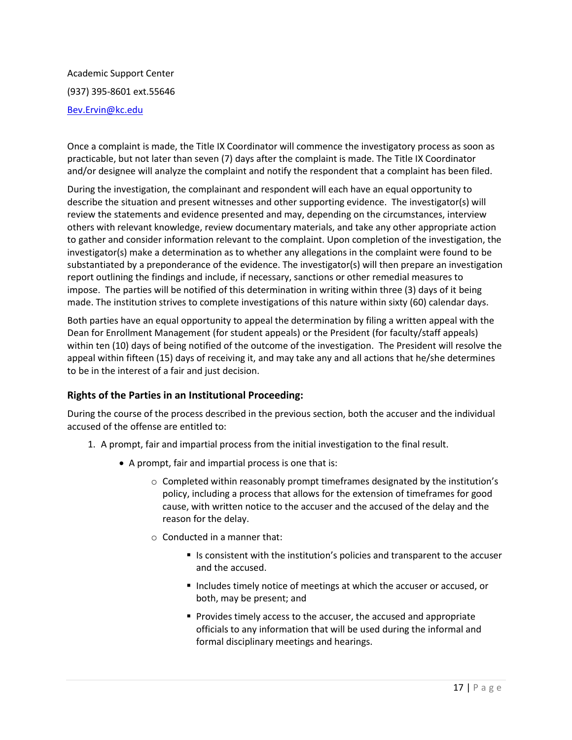Academic Support Center

(937) 395-8601 ext.55646

[Bev.Ervin@kc.edu](mailto:Bev.Ervin@kc.edu)

Once a complaint is made, the Title IX Coordinator will commence the investigatory process as soon as practicable, but not later than seven (7) days after the complaint is made. The Title IX Coordinator and/or designee will analyze the complaint and notify the respondent that a complaint has been filed.

During the investigation, the complainant and respondent will each have an equal opportunity to describe the situation and present witnesses and other supporting evidence. The investigator(s) will review the statements and evidence presented and may, depending on the circumstances, interview others with relevant knowledge, review documentary materials, and take any other appropriate action to gather and consider information relevant to the complaint. Upon completion of the investigation, the investigator(s) make a determination as to whether any allegations in the complaint were found to be substantiated by a preponderance of the evidence. The investigator(s) will then prepare an investigation report outlining the findings and include, if necessary, sanctions or other remedial measures to impose. The parties will be notified of this determination in writing within three (3) days of it being made. The institution strives to complete investigations of this nature within sixty (60) calendar days.

Both parties have an equal opportunity to appeal the determination by filing a written appeal with the Dean for Enrollment Management (for student appeals) or the President (for faculty/staff appeals) within ten (10) days of being notified of the outcome of the investigation. The President will resolve the appeal within fifteen (15) days of receiving it, and may take any and all actions that he/she determines to be in the interest of a fair and just decision.

### Rights of the Parties in an Institutional Proceeding:

During the course of the process described in the previous section, both the accuser and the individual accused of the offense are entitled to:

1. A prompt, fair and impartial process from the initial investigation to the final result.
    - A prompt, fair and impartial process is one that is:
        - Completed within reasonably prompt timeframes designated by the institution's policy, including a process that allows for the extension of timeframes for good cause, with written notice to the accuser and the accused of the delay and the reason for the delay.
        - Conducted in a manner that:
            - Is consistent with the institution's policies and transparent to the accuser and the accused.
            - Includes timely notice of meetings at which the accuser or accused, or both, may be present; and
            - Provides timely access to the accuser, the accused and appropriate officials to any information that will be used during the informal and formal disciplinary meetings and hearings.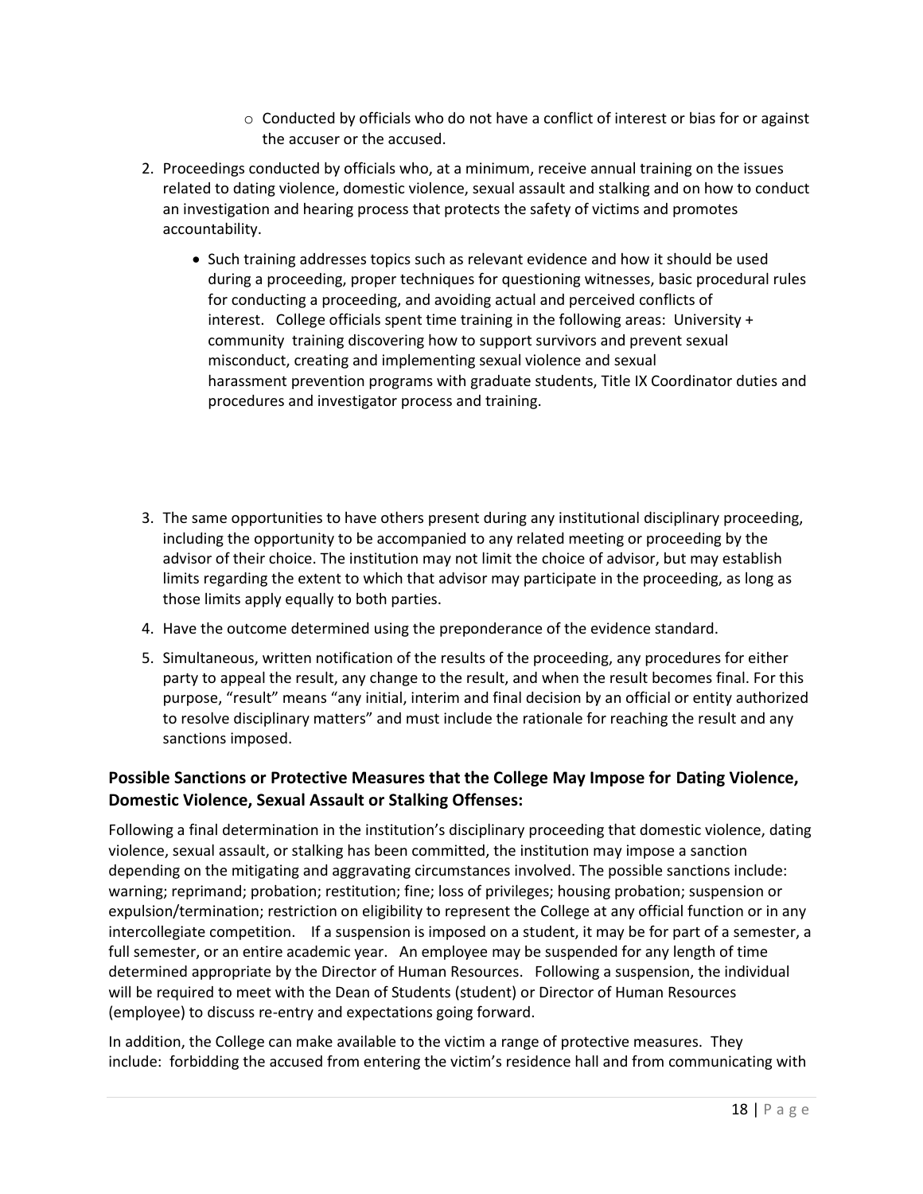- Conducted by officials who do not have a conflict of interest or bias for or against the accuser or the accused.

2. Proceedings conducted by officials who, at a minimum, receive annual training on the issues related to dating violence, domestic violence, sexual assault and stalking and on how to conduct an investigation and hearing process that protects the safety of victims and promotes accountability.
   - Such training addresses topics such as relevant evidence and how it should be used during a proceeding, proper techniques for questioning witnesses, basic procedural rules for conducting a proceeding, and avoiding actual and perceived conflicts of interest. College officials spent time training in the following areas: University + community training discovering how to support survivors and prevent sexual misconduct, creating and implementing sexual violence and sexual harassment prevention programs with graduate students, Title IX Coordinator duties and procedures and investigator process and training.

3. The same opportunities to have others present during any institutional disciplinary proceeding, including the opportunity to be accompanied to any related meeting or proceeding by the advisor of their choice. The institution may not limit the choice of advisor, but may establish limits regarding the extent to which that advisor may participate in the proceeding, as long as those limits apply equally to both parties.
4. Have the outcome determined using the preponderance of the evidence standard.
5. Simultaneous, written notification of the results of the proceeding, any procedures for either party to appeal the result, any change to the result, and when the result becomes final. For this purpose, "result" means "any initial, interim and final decision by an official or entity authorized to resolve disciplinary matters" and must include the rationale for reaching the result and any sanctions imposed.

### Possible Sanctions or Protective Measures that the College May Impose for Dating Violence, Domestic Violence, Sexual Assault or Stalking Offenses:

Following a final determination in the institution's disciplinary proceeding that domestic violence, dating violence, sexual assault, or stalking has been committed, the institution may impose a sanction depending on the mitigating and aggravating circumstances involved. The possible sanctions include: warning; reprimand; probation; restitution; fine; loss of privileges; housing probation; suspension or expulsion/termination; restriction on eligibility to represent the College at any official function or in any intercollegiate competition. If a suspension is imposed on a student, it may be for part of a semester, a full semester, or an entire academic year. An employee may be suspended for any length of time determined appropriate by the Director of Human Resources. Following a suspension, the individual will be required to meet with the Dean of Students (student) or Director of Human Resources (employee) to discuss re-entry and expectations going forward.

In addition, the College can make available to the victim a range of protective measures. They include: forbidding the accused from entering the victim's residence hall and from communicating with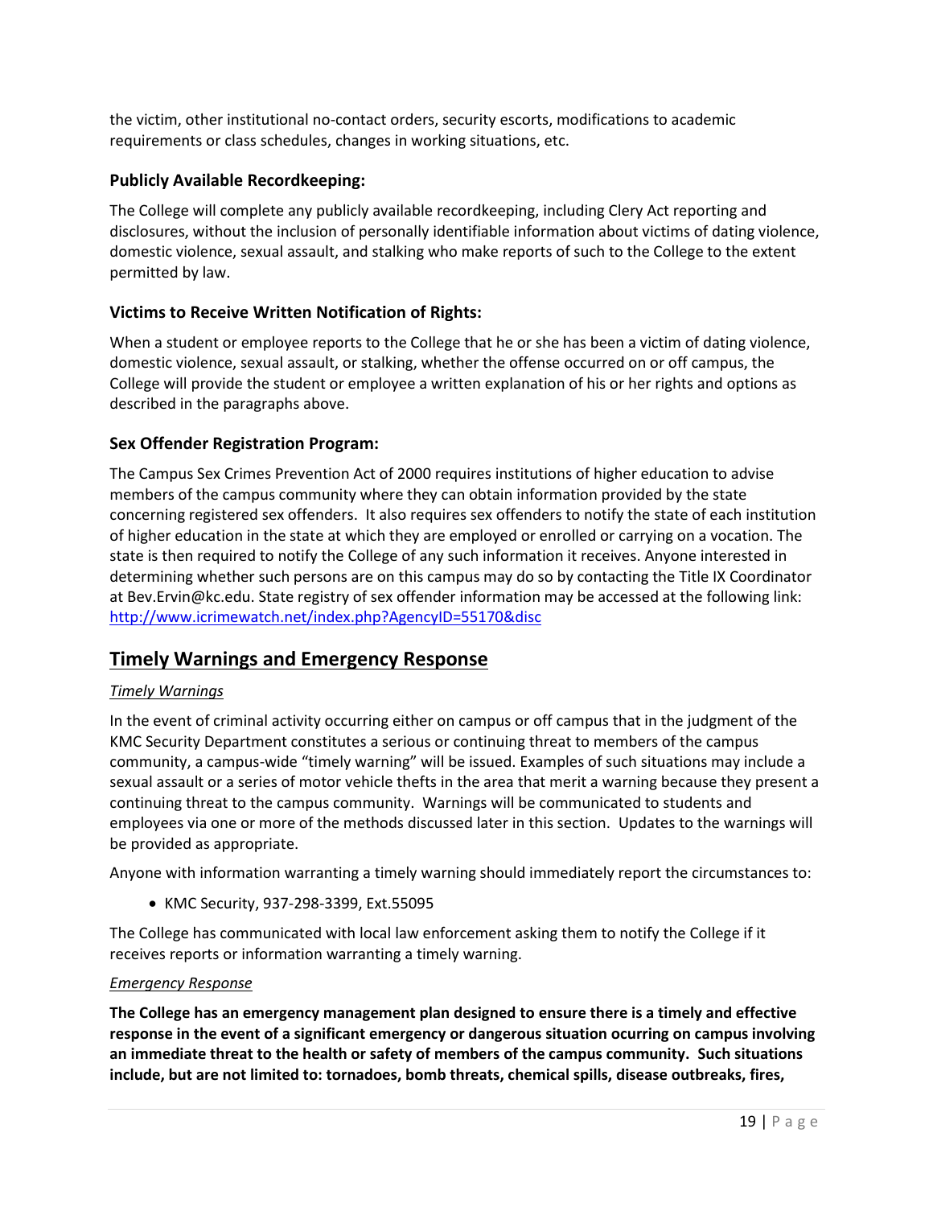the victim, other institutional no-contact orders, security escorts, modifications to academic requirements or class schedules, changes in working situations, etc.

### Publicly Available Recordkeeping:

The College will complete any publicly available recordkeeping, including Clery Act reporting and disclosures, without the inclusion of personally identifiable information about victims of dating violence, domestic violence, sexual assault, and stalking who make reports of such to the College to the extent permitted by law.

### Victims to Receive Written Notification of Rights:

When a student or employee reports to the College that he or she has been a victim of dating violence, domestic violence, sexual assault, or stalking, whether the offense occurred on or off campus, the College will provide the student or employee a written explanation of his or her rights and options as described in the paragraphs above.

### Sex Offender Registration Program:

The Campus Sex Crimes Prevention Act of 2000 requires institutions of higher education to advise members of the campus community where they can obtain information provided by the state concerning registered sex offenders. It also requires sex offenders to notify the state of each institution of higher education in the state at which they are employed or enrolled or carrying on a vocation. The state is then required to notify the College of any such information it receives. Anyone interested in determining whether such persons are on this campus may do so by contacting the Title IX Coordinator at Bev.Ervin@kc.edu. State registry of sex offender information may be accessed at the following link: [http://www.icrimewatch.net/index.php?AgencyID=55170&disc](http://www.icrimewatch.net/index.php?AgencyID=55170&disc)

## Timely Warnings and Emergency Response

*Timely Warnings*

In the event of criminal activity occurring either on campus or off campus that in the judgment of the KMC Security Department constitutes a serious or continuing threat to members of the campus community, a campus-wide "timely warning" will be issued. Examples of such situations may include a sexual assault or a series of motor vehicle thefts in the area that merit a warning because they present a continuing threat to the campus community. Warnings will be communicated to students and employees via one or more of the methods discussed later in this section. Updates to the warnings will be provided as appropriate.

Anyone with information warranting a timely warning should immediately report the circumstances to:

- KMC Security, 937-298-3399, Ext.55095

The College has communicated with local law enforcement asking them to notify the College if it receives reports or information warranting a timely warning.

*Emergency Response*

**The College has an emergency management plan designed to ensure there is a timely and effective response in the event of a significant emergency or dangerous situation ocurring on campus involving an immediate threat to the health or safety of members of the campus community. Such situations include, but are not limited to: tornadoes, bomb threats, chemical spills, disease outbreaks, fires,**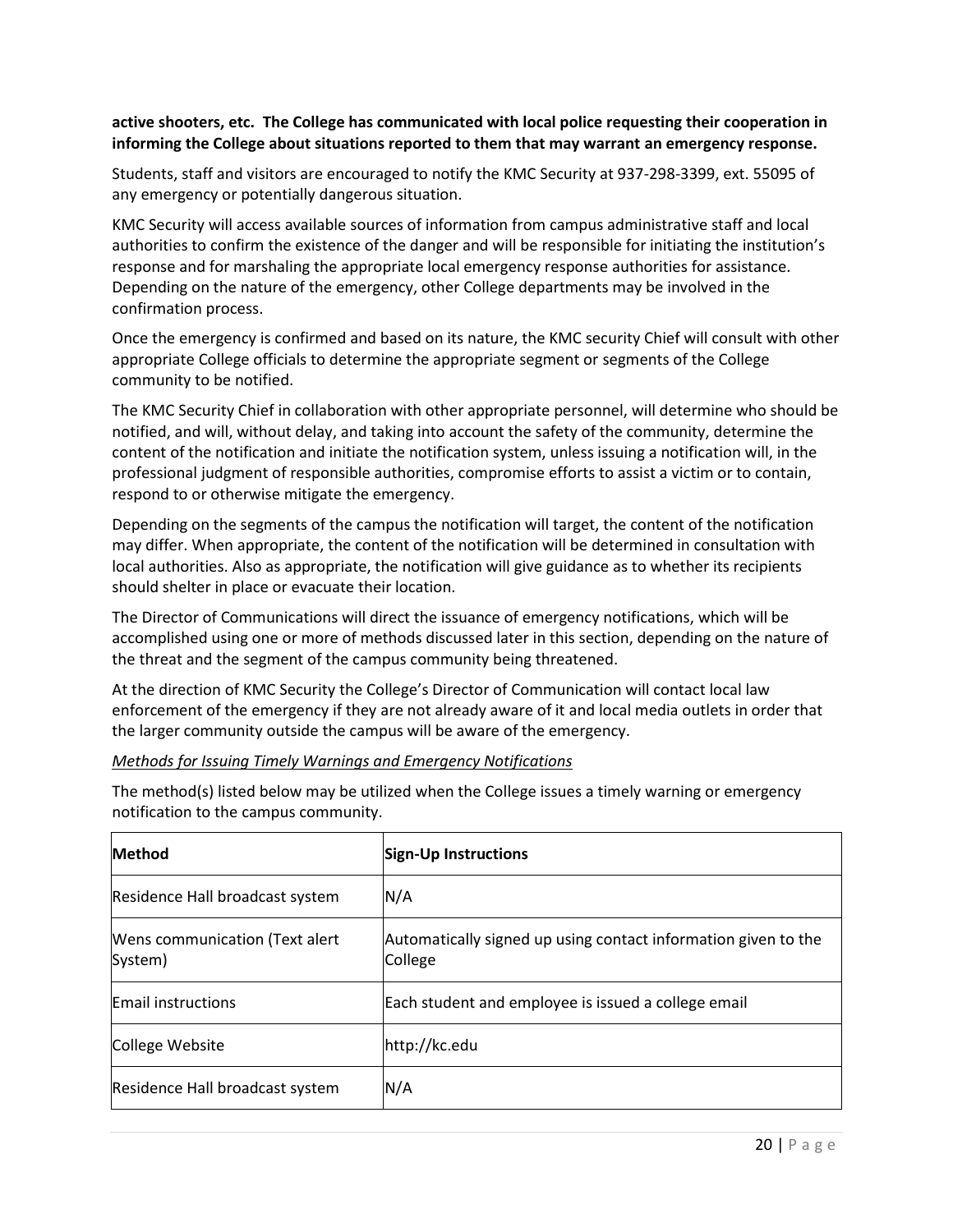**active shooters, etc. The College has communicated with local police requesting their cooperation in informing the College about situations reported to them that may warrant an emergency response.**

Students, staff and visitors are encouraged to notify the KMC Security at 937-298-3399, ext. 55095 of any emergency or potentially dangerous situation.

KMC Security will access available sources of information from campus administrative staff and local authorities to confirm the existence of the danger and will be responsible for initiating the institution's response and for marshaling the appropriate local emergency response authorities for assistance. Depending on the nature of the emergency, other College departments may be involved in the confirmation process.

Once the emergency is confirmed and based on its nature, the KMC security Chief will consult with other appropriate College officials to determine the appropriate segment or segments of the College community to be notified.

The KMC Security Chief in collaboration with other appropriate personnel, will determine who should be notified, and will, without delay, and taking into account the safety of the community, determine the content of the notification and initiate the notification system, unless issuing a notification will, in the professional judgment of responsible authorities, compromise efforts to assist a victim or to contain, respond to or otherwise mitigate the emergency.

Depending on the segments of the campus the notification will target, the content of the notification may differ. When appropriate, the content of the notification will be determined in consultation with local authorities. Also as appropriate, the notification will give guidance as to whether its recipients should shelter in place or evacuate their location.

The Director of Communications will direct the issuance of emergency notifications, which will be accomplished using one or more of methods discussed later in this section, depending on the nature of the threat and the segment of the campus community being threatened.

At the direction of KMC Security the College's Director of Communication will contact local law enforcement of the emergency if they are not already aware of it and local media outlets in order that the larger community outside the campus will be aware of the emergency.

*Methods for Issuing Timely Warnings and Emergency Notifications*

The method(s) listed below may be utilized when the College issues a timely warning or emergency notification to the campus community.

| **Method** | **Sign-Up Instructions** |
|---|---|
| Residence Hall broadcast system | N/A |
| Wens communication (Text alert System) | Automatically signed up using contact information given to the College |
| Email instructions | Each student and employee is issued a college email |
| College Website | http://kc.edu |
| Residence Hall broadcast system | N/A |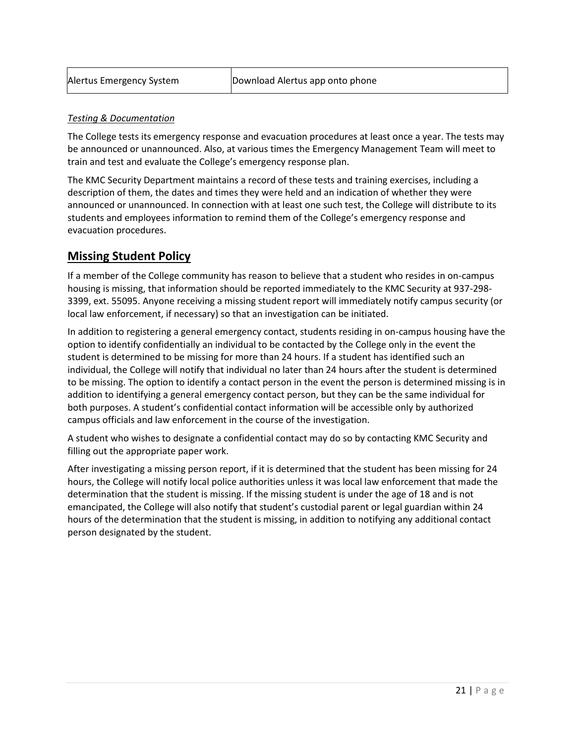| Alertus Emergency System | Download Alertus app onto phone |
|---|---|

*Testing & Documentation*

The College tests its emergency response and evacuation procedures at least once a year. The tests may be announced or unannounced. Also, at various times the Emergency Management Team will meet to train and test and evaluate the College's emergency response plan.

The KMC Security Department maintains a record of these tests and training exercises, including a description of them, the dates and times they were held and an indication of whether they were announced or unannounced. In connection with at least one such test, the College will distribute to its students and employees information to remind them of the College's emergency response and evacuation procedures.

## Missing Student Policy

If a member of the College community has reason to believe that a student who resides in on-campus housing is missing, that information should be reported immediately to the KMC Security at 937-298-3399, ext. 55095. Anyone receiving a missing student report will immediately notify campus security (or local law enforcement, if necessary) so that an investigation can be initiated.

In addition to registering a general emergency contact, students residing in on-campus housing have the option to identify confidentially an individual to be contacted by the College only in the event the student is determined to be missing for more than 24 hours. If a student has identified such an individual, the College will notify that individual no later than 24 hours after the student is determined to be missing. The option to identify a contact person in the event the person is determined missing is in addition to identifying a general emergency contact person, but they can be the same individual for both purposes. A student's confidential contact information will be accessible only by authorized campus officials and law enforcement in the course of the investigation.

A student who wishes to designate a confidential contact may do so by contacting KMC Security and filling out the appropriate paper work.

After investigating a missing person report, if it is determined that the student has been missing for 24 hours, the College will notify local police authorities unless it was local law enforcement that made the determination that the student is missing. If the missing student is under the age of 18 and is not emancipated, the College will also notify that student's custodial parent or legal guardian within 24 hours of the determination that the student is missing, in addition to notifying any additional contact person designated by the student.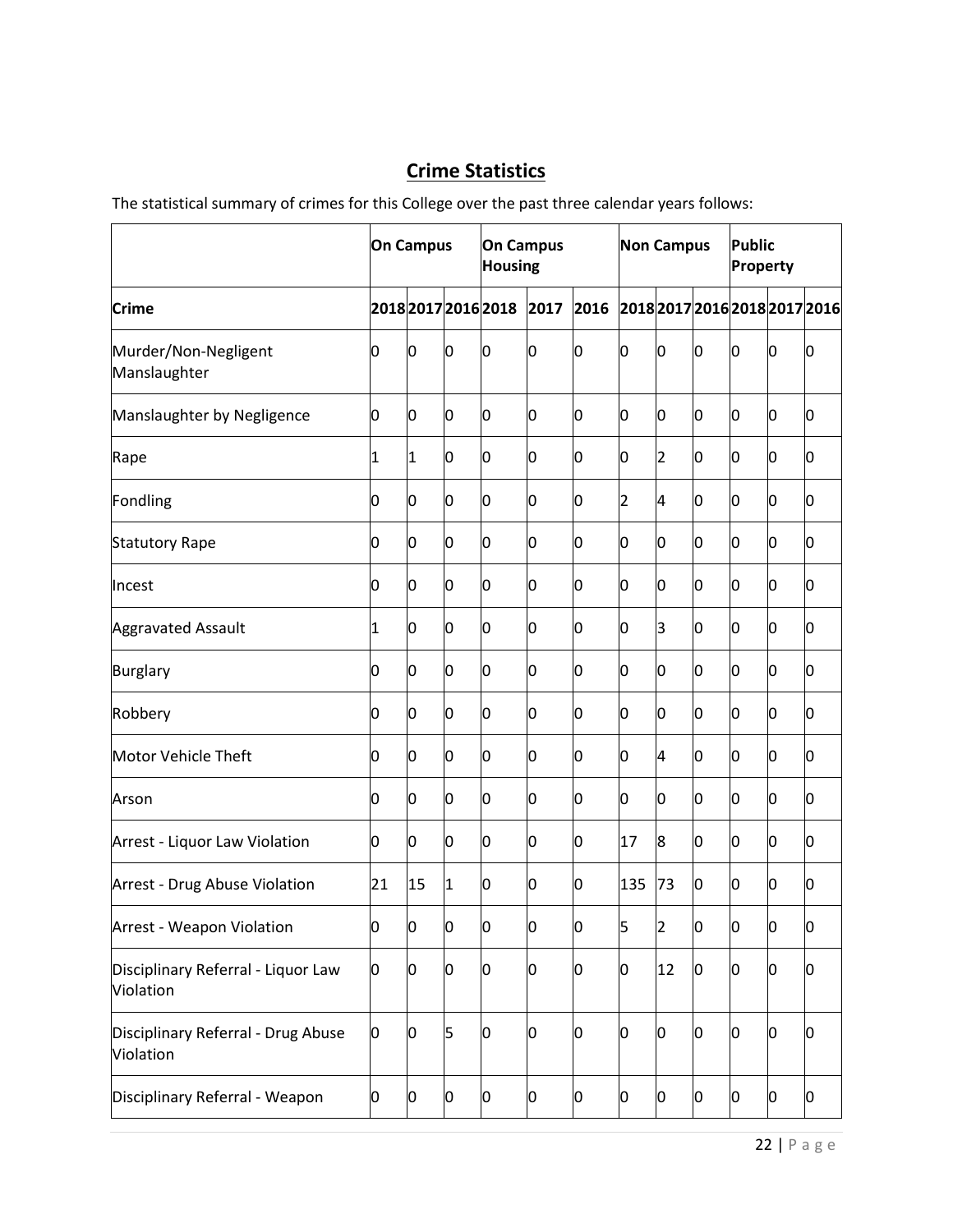## Crime Statistics

The statistical summary of crimes for this College over the past three calendar years follows:

| | On Campus | | | On Campus Housing | | | Non Campus | | | Public Property | | |
|---|---|---|---|---|---|---|---|---|---|---|---|---|
| Crime | 2018 | 2017 | 2016 | 2018 | 2017 | 2016 | 2018 | 2017 | 2016 | 2018 | 2017 | 2016 |
| Murder/Non-Negligent Manslaughter | 0 | 0 | 0 | 0 | 0 | 0 | 0 | 0 | 0 | 0 | 0 | 0 |
| Manslaughter by Negligence | 0 | 0 | 0 | 0 | 0 | 0 | 0 | 0 | 0 | 0 | 0 | 0 |
| Rape | 1 | 1 | 0 | 0 | 0 | 0 | 0 | 2 | 0 | 0 | 0 | 0 |
| Fondling | 0 | 0 | 0 | 0 | 0 | 0 | 2 | 4 | 0 | 0 | 0 | 0 |
| Statutory Rape | 0 | 0 | 0 | 0 | 0 | 0 | 0 | 0 | 0 | 0 | 0 | 0 |
| Incest | 0 | 0 | 0 | 0 | 0 | 0 | 0 | 0 | 0 | 0 | 0 | 0 |
| Aggravated Assault | 1 | 0 | 0 | 0 | 0 | 0 | 0 | 3 | 0 | 0 | 0 | 0 |
| Burglary | 0 | 0 | 0 | 0 | 0 | 0 | 0 | 0 | 0 | 0 | 0 | 0 |
| Robbery | 0 | 0 | 0 | 0 | 0 | 0 | 0 | 0 | 0 | 0 | 0 | 0 |
| Motor Vehicle Theft | 0 | 0 | 0 | 0 | 0 | 0 | 0 | 4 | 0 | 0 | 0 | 0 |
| Arson | 0 | 0 | 0 | 0 | 0 | 0 | 0 | 0 | 0 | 0 | 0 | 0 |
| Arrest - Liquor Law Violation | 0 | 0 | 0 | 0 | 0 | 0 | 17 | 8 | 0 | 0 | 0 | 0 |
| Arrest - Drug Abuse Violation | 21 | 15 | 1 | 0 | 0 | 0 | 135 | 73 | 0 | 0 | 0 | 0 |
| Arrest - Weapon Violation | 0 | 0 | 0 | 0 | 0 | 0 | 5 | 2 | 0 | 0 | 0 | 0 |
| Disciplinary Referral - Liquor Law Violation | 0 | 0 | 0 | 0 | 0 | 0 | 0 | 12 | 0 | 0 | 0 | 0 |
| Disciplinary Referral - Drug Abuse Violation | 0 | 0 | 5 | 0 | 0 | 0 | 0 | 0 | 0 | 0 | 0 | 0 |
| Disciplinary Referral - Weapon | 0 | 0 | 0 | 0 | 0 | 0 | 0 | 0 | 0 | 0 | 0 | 0 |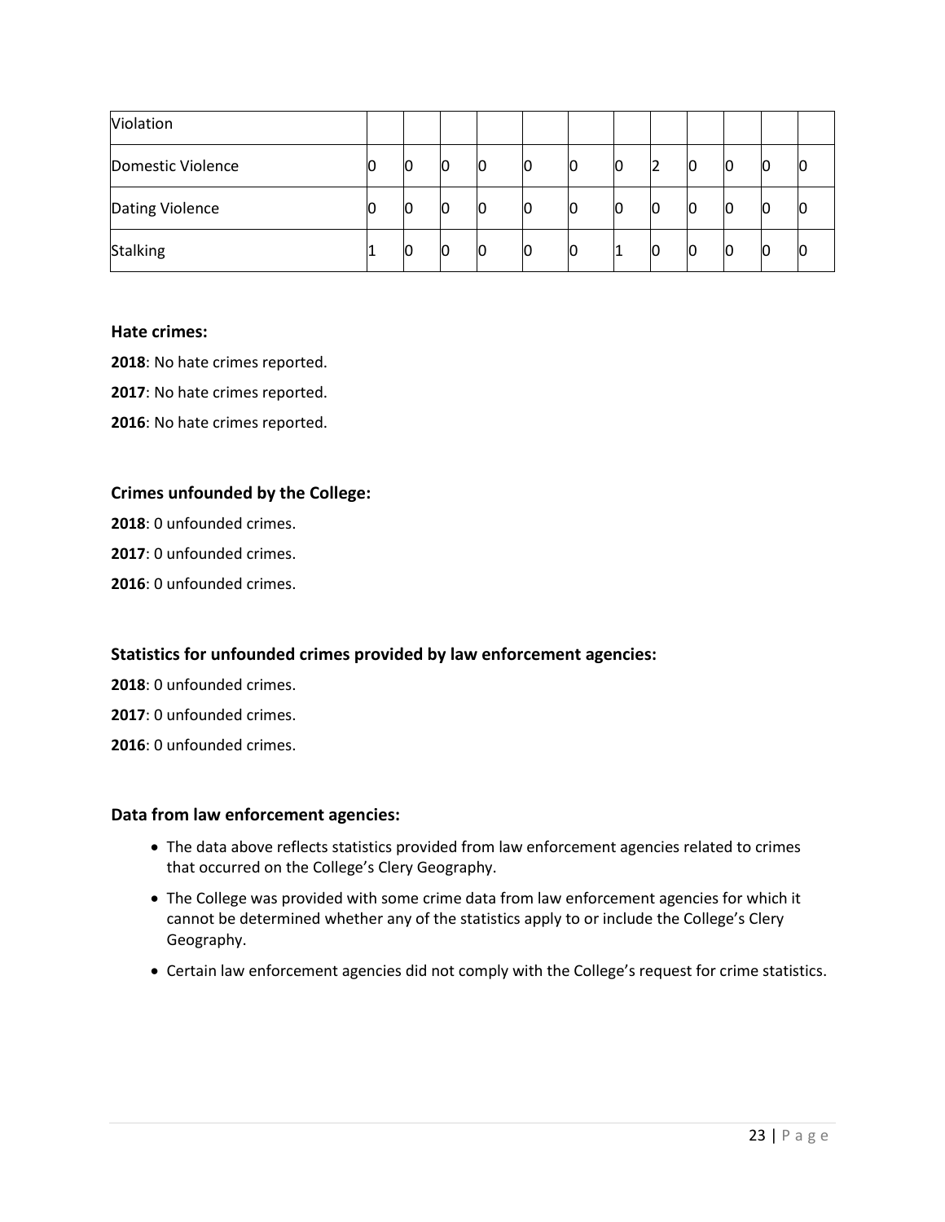| Violation | | | | | | | | | | | | |
|---|---|---|---|---|---|---|---|---|---|---|---|---|
| Domestic Violence | 0 | 0 | 0 | 0 | 0 | 0 | 0 | 2 | 0 | 0 | 0 | 0 |
| Dating Violence | 0 | 0 | 0 | 0 | 0 | 0 | 0 | 0 | 0 | 0 | 0 | 0 |
| Stalking | 1 | 0 | 0 | 0 | 0 | 0 | 1 | 0 | 0 | 0 | 0 | 0 |

### Hate crimes:

**2018**: No hate crimes reported.

**2017**: No hate crimes reported.

**2016**: No hate crimes reported.

### Crimes unfounded by the College:

**2018**: 0 unfounded crimes.

**2017**: 0 unfounded crimes.

**2016**: 0 unfounded crimes.

### Statistics for unfounded crimes provided by law enforcement agencies:

**2018**: 0 unfounded crimes.

**2017**: 0 unfounded crimes.

**2016**: 0 unfounded crimes.

### Data from law enforcement agencies:

- The data above reflects statistics provided from law enforcement agencies related to crimes that occurred on the College's Clery Geography.
- The College was provided with some crime data from law enforcement agencies for which it cannot be determined whether any of the statistics apply to or include the College's Clery Geography.
- Certain law enforcement agencies did not comply with the College's request for crime statistics.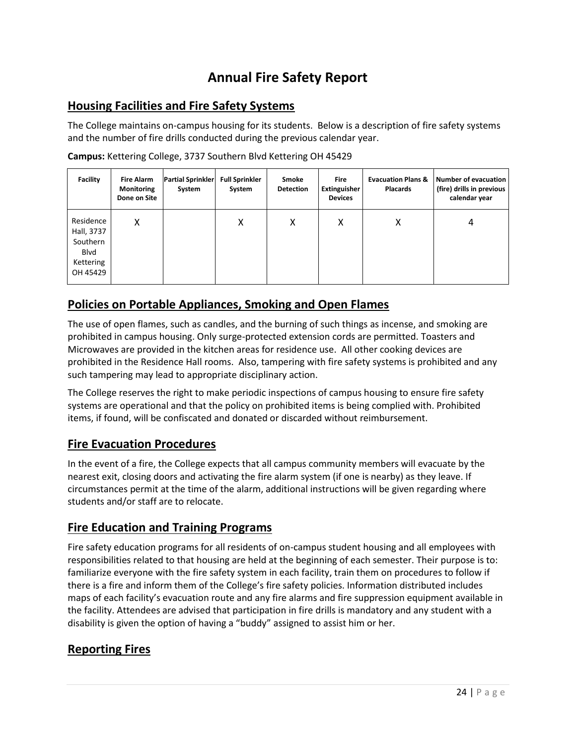# Annual Fire Safety Report

## Housing Facilities and Fire Safety Systems

The College maintains on-campus housing for its students. Below is a description of fire safety systems and the number of fire drills conducted during the previous calendar year.

**Campus:** Kettering College, 3737 Southern Blvd Kettering OH 45429

| Facility | Fire Alarm Monitoring Done on Site | Partial Sprinkler System | Full Sprinkler System | Smoke Detection | Fire Extinguisher Devices | Evacuation Plans & Placards | Number of evacuation (fire) drills in previous calendar year |
|---|---|---|---|---|---|---|---|
| Residence Hall, 3737 Southern Blvd Kettering OH 45429 | X | | X | X | X | X | 4 |

## Policies on Portable Appliances, Smoking and Open Flames

The use of open flames, such as candles, and the burning of such things as incense, and smoking are prohibited in campus housing. Only surge-protected extension cords are permitted. Toasters and Microwaves are provided in the kitchen areas for residence use. All other cooking devices are prohibited in the Residence Hall rooms. Also, tampering with fire safety systems is prohibited and any such tampering may lead to appropriate disciplinary action.

The College reserves the right to make periodic inspections of campus housing to ensure fire safety systems are operational and that the policy on prohibited items is being complied with. Prohibited items, if found, will be confiscated and donated or discarded without reimbursement.

## Fire Evacuation Procedures

In the event of a fire, the College expects that all campus community members will evacuate by the nearest exit, closing doors and activating the fire alarm system (if one is nearby) as they leave. If circumstances permit at the time of the alarm, additional instructions will be given regarding where students and/or staff are to relocate.

## Fire Education and Training Programs

Fire safety education programs for all residents of on-campus student housing and all employees with responsibilities related to that housing are held at the beginning of each semester. Their purpose is to: familiarize everyone with the fire safety system in each facility, train them on procedures to follow if there is a fire and inform them of the College's fire safety policies. Information distributed includes maps of each facility's evacuation route and any fire alarms and fire suppression equipment available in the facility. Attendees are advised that participation in fire drills is mandatory and any student with a disability is given the option of having a "buddy" assigned to assist him or her.

## Reporting Fires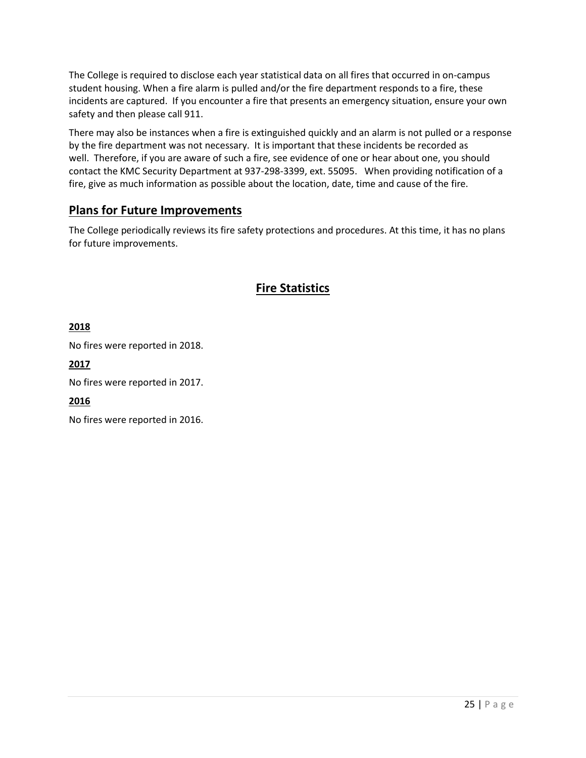The College is required to disclose each year statistical data on all fires that occurred in on-campus student housing. When a fire alarm is pulled and/or the fire department responds to a fire, these incidents are captured. If you encounter a fire that presents an emergency situation, ensure your own safety and then please call 911.

There may also be instances when a fire is extinguished quickly and an alarm is not pulled or a response by the fire department was not necessary. It is important that these incidents be recorded as well. Therefore, if you are aware of such a fire, see evidence of one or hear about one, you should contact the KMC Security Department at 937-298-3399, ext. 55095. When providing notification of a fire, give as much information as possible about the location, date, time and cause of the fire.

## Plans for Future Improvements

The College periodically reviews its fire safety protections and procedures. At this time, it has no plans for future improvements.

## Fire Statistics

**2018**

No fires were reported in 2018.

**2017**

No fires were reported in 2017.

**2016**

No fires were reported in 2016.